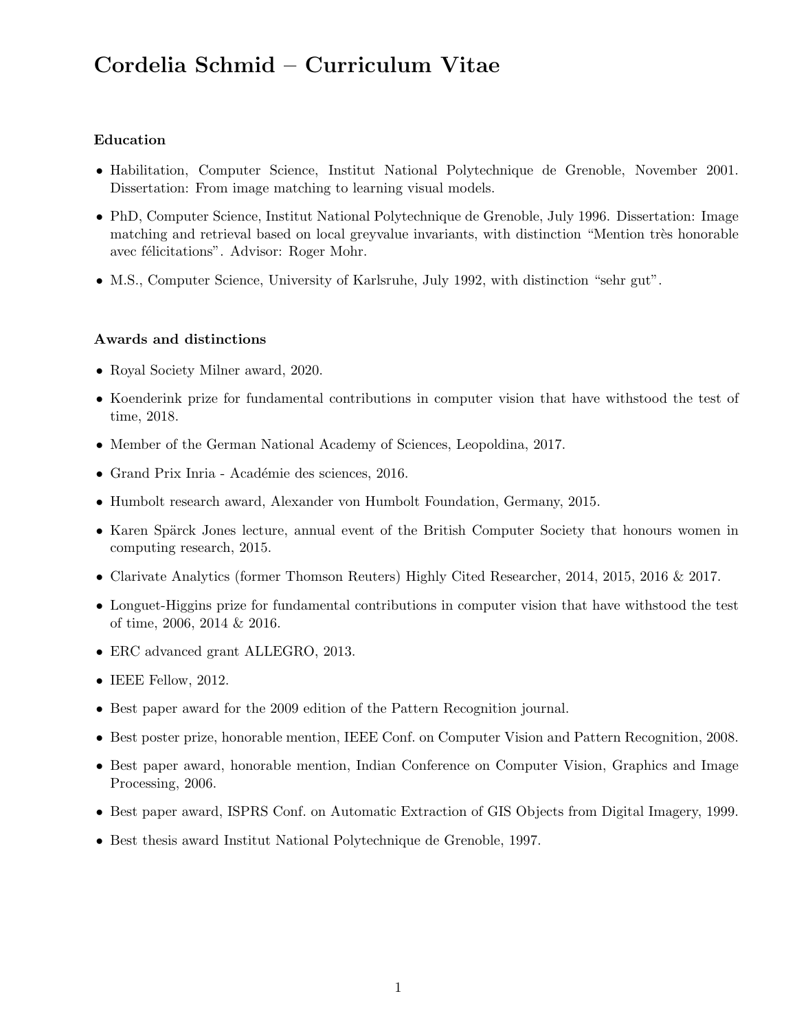# Cordelia Schmid – Curriculum Vitae

### Education

- Habilitation, Computer Science, Institut National Polytechnique de Grenoble, November 2001. Dissertation: From image matching to learning visual models.
- PhD, Computer Science, Institut National Polytechnique de Grenoble, July 1996. Dissertation: Image matching and retrieval based on local greyvalue invariants, with distinction "Mention très honorable avec félicitations". Advisor: Roger Mohr.
- M.S., Computer Science, University of Karlsruhe, July 1992, with distinction "sehr gut".

### Awards and distinctions

- Royal Society Milner award, 2020.
- Koenderink prize for fundamental contributions in computer vision that have withstood the test of time, 2018.
- Member of the German National Academy of Sciences, Leopoldina, 2017.
- Grand Prix Inria - Académie des sciences, 2016.
- Humbolt research award, Alexander von Humbolt Foundation, Germany, 2015.
- Karen Spärck Jones lecture, annual event of the British Computer Society that honours women in computing research, 2015.
- Clarivate Analytics (former Thomson Reuters) Highly Cited Researcher, 2014, 2015, 2016 & 2017.
- Longuet-Higgins prize for fundamental contributions in computer vision that have withstood the test of time, 2006, 2014 & 2016.
- ERC advanced grant ALLEGRO, 2013.
- IEEE Fellow, 2012.
- Best paper award for the 2009 edition of the Pattern Recognition journal.
- Best poster prize, honorable mention, IEEE Conf. on Computer Vision and Pattern Recognition, 2008.
- Best paper award, honorable mention, Indian Conference on Computer Vision, Graphics and Image Processing, 2006.
- Best paper award, ISPRS Conf. on Automatic Extraction of GIS Objects from Digital Imagery, 1999.
- Best thesis award Institut National Polytechnique de Grenoble, 1997.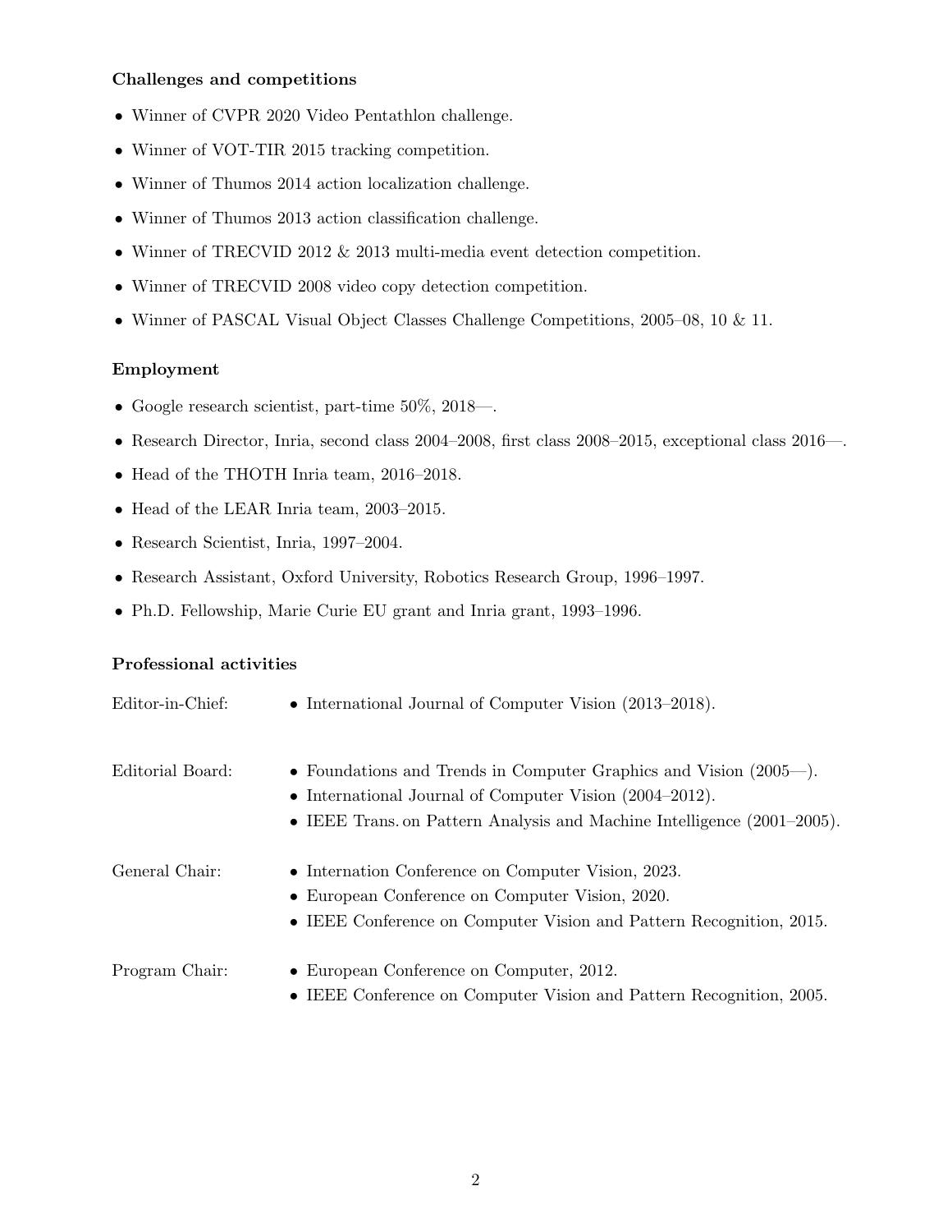### Challenges and competitions

- Winner of CVPR 2020 Video Pentathlon challenge.
- Winner of VOT-TIR 2015 tracking competition.
- Winner of Thumos 2014 action localization challenge.
- Winner of Thumos 2013 action classification challenge.
- Winner of TRECVID 2012 & 2013 multi-media event detection competition.
- Winner of TRECVID 2008 video copy detection competition.
- Winner of PASCAL Visual Object Classes Challenge Competitions, 2005–08, 10 & 11.

### Employment

- Google research scientist, part-time 50%, 2018—.
- Research Director, Inria, second class 2004–2008, first class 2008–2015, exceptional class 2016—.
- Head of the THOTH Inria team, 2016–2018.
- Head of the LEAR Inria team, 2003–2015.
- Research Scientist, Inria, 1997–2004.
- Research Assistant, Oxford University, Robotics Research Group, 1996–1997.
- Ph.D. Fellowship, Marie Curie EU grant and Inria grant, 1993–1996.

### Professional activities

Editor-in-Chief:
- International Journal of Computer Vision (2013–2018).

Editorial Board:
- Foundations and Trends in Computer Graphics and Vision (2005—).
- International Journal of Computer Vision (2004–2012).
- IEEE Trans. on Pattern Analysis and Machine Intelligence (2001–2005).

General Chair:
- Internation Conference on Computer Vision, 2023.
- European Conference on Computer Vision, 2020.
- IEEE Conference on Computer Vision and Pattern Recognition, 2015.

Program Chair:
- European Conference on Computer, 2012.
- IEEE Conference on Computer Vision and Pattern Recognition, 2005.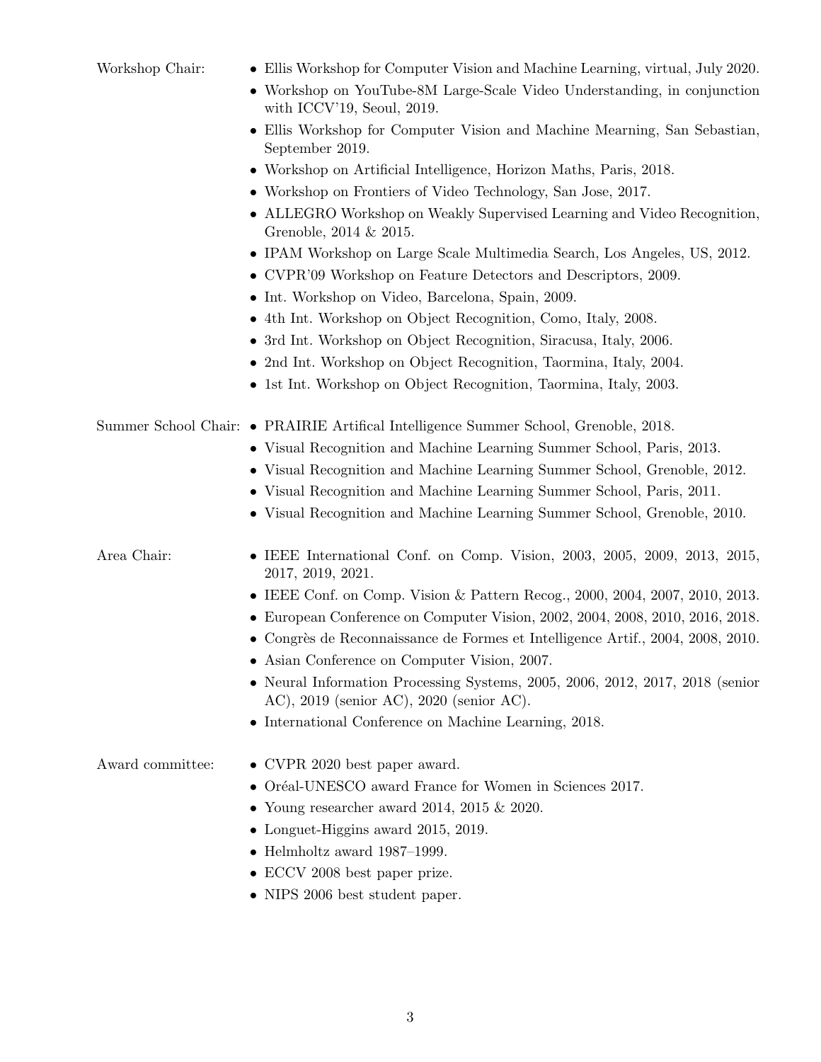**Workshop Chair:**

- Ellis Workshop for Computer Vision and Machine Learning, virtual, July 2020.
- Workshop on YouTube-8M Large-Scale Video Understanding, in conjunction with ICCV'19, Seoul, 2019.
- Ellis Workshop for Computer Vision and Machine Mearning, San Sebastian, September 2019.
- Workshop on Artificial Intelligence, Horizon Maths, Paris, 2018.
- Workshop on Frontiers of Video Technology, San Jose, 2017.
- ALLEGRO Workshop on Weakly Supervised Learning and Video Recognition, Grenoble, 2014 & 2015.
- IPAM Workshop on Large Scale Multimedia Search, Los Angeles, US, 2012.
- CVPR'09 Workshop on Feature Detectors and Descriptors, 2009.
- Int. Workshop on Video, Barcelona, Spain, 2009.
- 4th Int. Workshop on Object Recognition, Como, Italy, 2008.
- 3rd Int. Workshop on Object Recognition, Siracusa, Italy, 2006.
- 2nd Int. Workshop on Object Recognition, Taormina, Italy, 2004.
- 1st Int. Workshop on Object Recognition, Taormina, Italy, 2003.

**Summer School Chair:**

- PRAIRIE Artifical Intelligence Summer School, Grenoble, 2018.
- Visual Recognition and Machine Learning Summer School, Paris, 2013.
- Visual Recognition and Machine Learning Summer School, Grenoble, 2012.
- Visual Recognition and Machine Learning Summer School, Paris, 2011.
- Visual Recognition and Machine Learning Summer School, Grenoble, 2010.

**Area Chair:**

- IEEE International Conf. on Comp. Vision, 2003, 2005, 2009, 2013, 2015, 2017, 2019, 2021.
- IEEE Conf. on Comp. Vision & Pattern Recog., 2000, 2004, 2007, 2010, 2013.
- European Conference on Computer Vision, 2002, 2004, 2008, 2010, 2016, 2018.
- Congrès de Reconnaissance de Formes et Intelligence Artif., 2004, 2008, 2010.
- Asian Conference on Computer Vision, 2007.
- Neural Information Processing Systems, 2005, 2006, 2012, 2017, 2018 (senior AC), 2019 (senior AC), 2020 (senior AC).
- International Conference on Machine Learning, 2018.

**Award committee:**

- CVPR 2020 best paper award.
- Oréal-UNESCO award France for Women in Sciences 2017.
- Young researcher award 2014, 2015 & 2020.
- Longuet-Higgins award 2015, 2019.
- Helmholtz award 1987–1999.
- ECCV 2008 best paper prize.
- NIPS 2006 best student paper.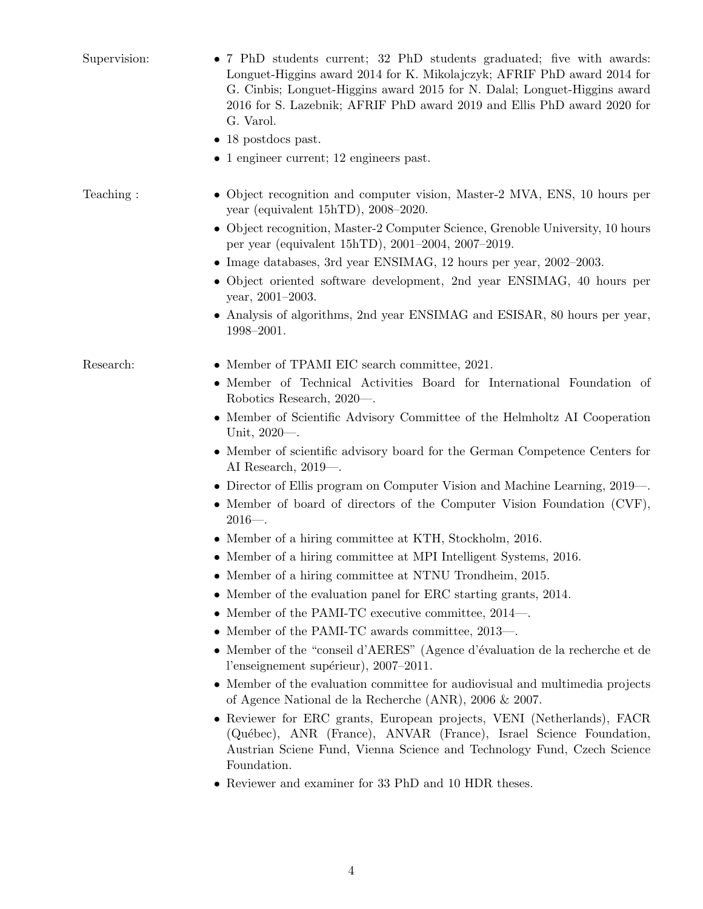**Supervision:**

- 7 PhD students current; 32 PhD students graduated; five with awards: Longuet-Higgins award 2014 for K. Mikolajczyk; AFRIF PhD award 2014 for G. Cinbis; Longuet-Higgins award 2015 for N. Dalal; Longuet-Higgins award 2016 for S. Lazebnik; AFRIF PhD award 2019 and Ellis PhD award 2020 for G. Varol.
- 18 postdocs past.
- 1 engineer current; 12 engineers past.

**Teaching :**

- Object recognition and computer vision, Master-2 MVA, ENS, 10 hours per year (equivalent 15hTD), 2008–2020.
- Object recognition, Master-2 Computer Science, Grenoble University, 10 hours per year (equivalent 15hTD), 2001–2004, 2007–2019.
- Image databases, 3rd year ENSIMAG, 12 hours per year, 2002–2003.
- Object oriented software development, 2nd year ENSIMAG, 40 hours per year, 2001–2003.
- Analysis of algorithms, 2nd year ENSIMAG and ESISAR, 80 hours per year, 1998–2001.

**Research:**

- Member of TPAMI EIC search committee, 2021.
- Member of Technical Activities Board for International Foundation of Robotics Research, 2020—.
- Member of Scientific Advisory Committee of the Helmholtz AI Cooperation Unit, 2020—.
- Member of scientific advisory board for the German Competence Centers for AI Research, 2019—.
- Director of Ellis program on Computer Vision and Machine Learning, 2019—.
- Member of board of directors of the Computer Vision Foundation (CVF), 2016—.
- Member of a hiring committee at KTH, Stockholm, 2016.
- Member of a hiring committee at MPI Intelligent Systems, 2016.
- Member of a hiring committee at NTNU Trondheim, 2015.
- Member of the evaluation panel for ERC starting grants, 2014.
- Member of the PAMI-TC executive committee, 2014—.
- Member of the PAMI-TC awards committee, 2013—.
- Member of the "conseil d'AERES" (Agence d'évaluation de la recherche et de l'enseignement supérieur), 2007–2011.
- Member of the evaluation committee for audiovisual and multimedia projects of Agence National de la Recherche (ANR), 2006 & 2007.
- Reviewer for ERC grants, European projects, VENI (Netherlands), FACR (Québec), ANR (France), ANVAR (France), Israel Science Foundation, Austrian Sciene Fund, Vienna Science and Technology Fund, Czech Science Foundation.
- Reviewer and examiner for 33 PhD and 10 HDR theses.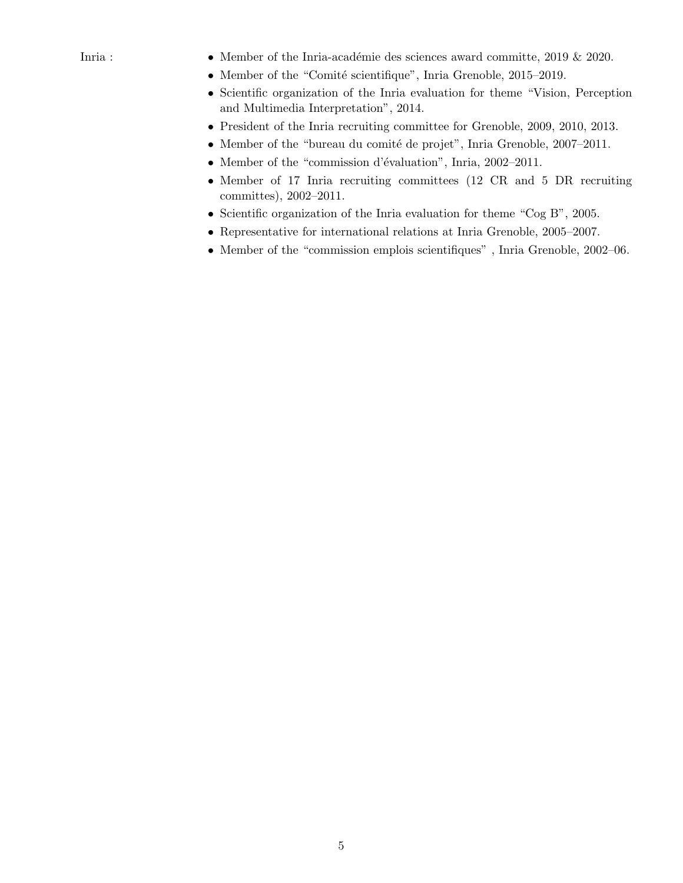Inria :

- Member of the Inria-académie des sciences award committe, 2019 & 2020.
- Member of the "Comité scientifique", Inria Grenoble, 2015–2019.
- Scientific organization of the Inria evaluation for theme "Vision, Perception and Multimedia Interpretation", 2014.
- President of the Inria recruiting committee for Grenoble, 2009, 2010, 2013.
- Member of the "bureau du comité de projet", Inria Grenoble, 2007–2011.
- Member of the "commission d'évaluation", Inria, 2002–2011.
- Member of 17 Inria recruiting committees (12 CR and 5 DR recruiting committes), 2002–2011.
- Scientific organization of the Inria evaluation for theme "Cog B", 2005.
- Representative for international relations at Inria Grenoble, 2005–2007.
- Member of the "commission emplois scientifiques" , Inria Grenoble, 2002–06.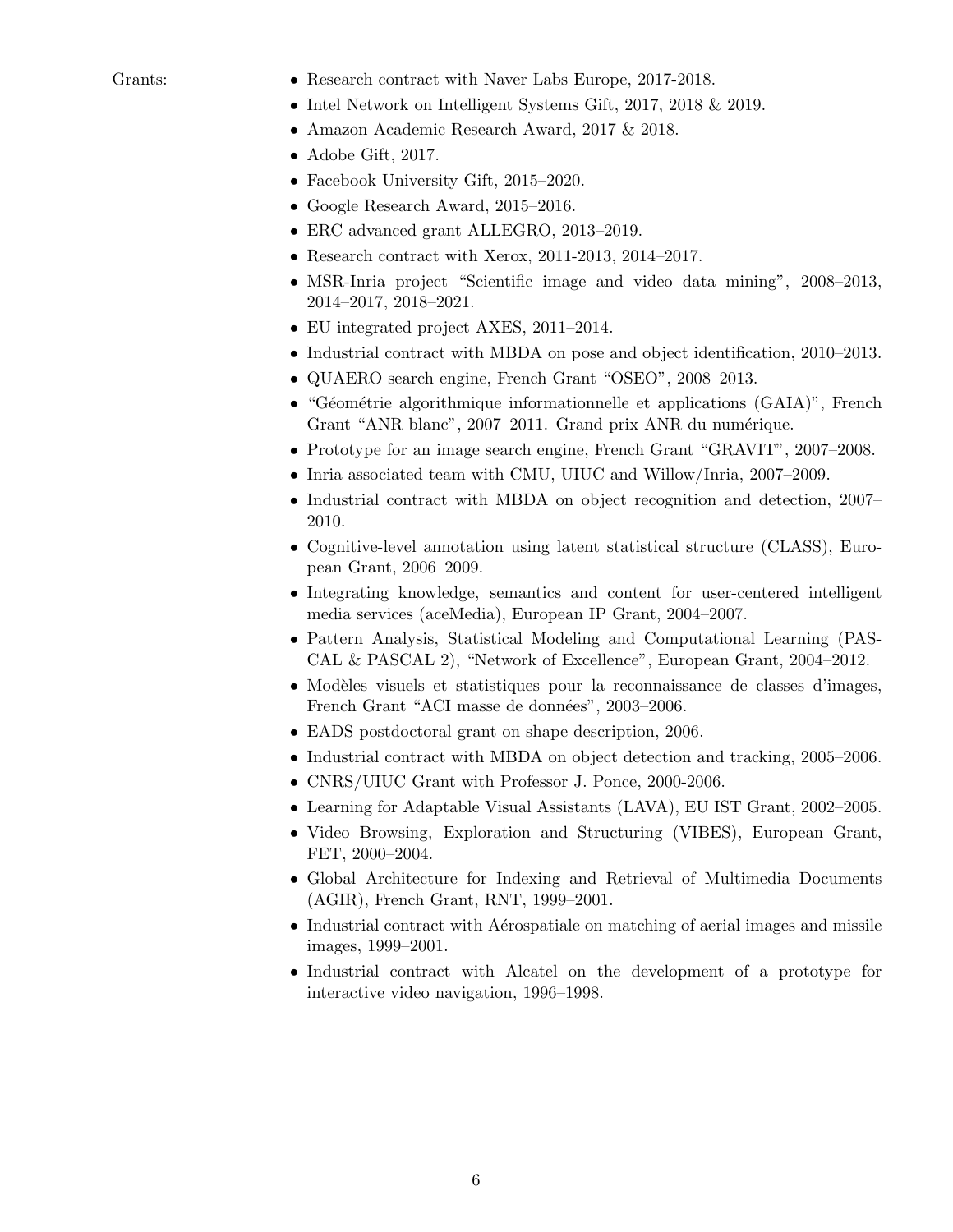Grants:

- Research contract with Naver Labs Europe, 2017-2018.
- Intel Network on Intelligent Systems Gift, 2017, 2018 & 2019.
- Amazon Academic Research Award, 2017 & 2018.
- Adobe Gift, 2017.
- Facebook University Gift, 2015–2020.
- Google Research Award, 2015–2016.
- ERC advanced grant ALLEGRO, 2013–2019.
- Research contract with Xerox, 2011-2013, 2014–2017.
- MSR-Inria project "Scientific image and video data mining", 2008–2013, 2014–2017, 2018–2021.
- EU integrated project AXES, 2011–2014.
- Industrial contract with MBDA on pose and object identification, 2010–2013.
- QUAERO search engine, French Grant "OSEO", 2008–2013.
- "Géométrie algorithmique informationnelle et applications (GAIA)", French Grant "ANR blanc", 2007–2011. Grand prix ANR du numérique.
- Prototype for an image search engine, French Grant "GRAVIT", 2007–2008.
- Inria associated team with CMU, UIUC and Willow/Inria, 2007–2009.
- Industrial contract with MBDA on object recognition and detection, 2007–2010.
- Cognitive-level annotation using latent statistical structure (CLASS), European Grant, 2006–2009.
- Integrating knowledge, semantics and content for user-centered intelligent media services (aceMedia), European IP Grant, 2004–2007.
- Pattern Analysis, Statistical Modeling and Computational Learning (PASCAL & PASCAL 2), "Network of Excellence", European Grant, 2004–2012.
- Modèles visuels et statistiques pour la reconnaissance de classes d'images, French Grant "ACI masse de données", 2003–2006.
- EADS postdoctoral grant on shape description, 2006.
- Industrial contract with MBDA on object detection and tracking, 2005–2006.
- CNRS/UIUC Grant with Professor J. Ponce, 2000-2006.
- Learning for Adaptable Visual Assistants (LAVA), EU IST Grant, 2002–2005.
- Video Browsing, Exploration and Structuring (VIBES), European Grant, FET, 2000–2004.
- Global Architecture for Indexing and Retrieval of Multimedia Documents (AGIR), French Grant, RNT, 1999–2001.
- Industrial contract with Aérospatiale on matching of aerial images and missile images, 1999–2001.
- Industrial contract with Alcatel on the development of a prototype for interactive video navigation, 1996–1998.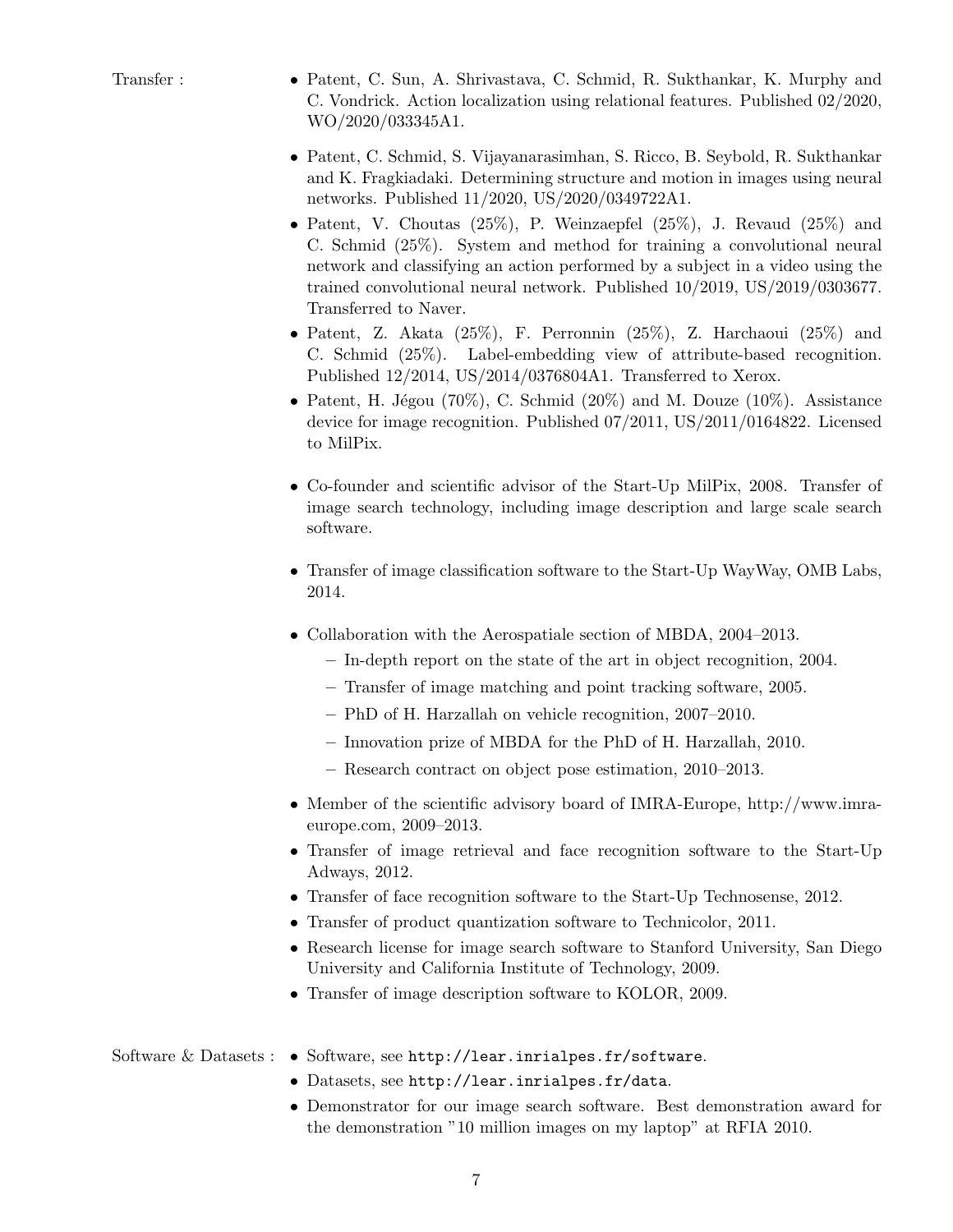**Transfer :**

- Patent, C. Sun, A. Shrivastava, C. Schmid, R. Sukthankar, K. Murphy and C. Vondrick. Action localization using relational features. Published 02/2020, WO/2020/033345A1.

- Patent, C. Schmid, S. Vijayanarasimhan, S. Ricco, B. Seybold, R. Sukthankar and K. Fragkiadaki. Determining structure and motion in images using neural networks. Published 11/2020, US/2020/0349722A1.
- Patent, V. Choutas (25%), P. Weinzaepfel (25%), J. Revaud (25%) and C. Schmid (25%). System and method for training a convolutional neural network and classifying an action performed by a subject in a video using the trained convolutional neural network. Published 10/2019, US/2019/0303677. Transferred to Naver.
- Patent, Z. Akata (25%), F. Perronnin (25%), Z. Harchaoui (25%) and C. Schmid (25%). Label-embedding view of attribute-based recognition. Published 12/2014, US/2014/0376804A1. Transferred to Xerox.
- Patent, H. Jégou (70%), C. Schmid (20%) and M. Douze (10%). Assistance device for image recognition. Published 07/2011, US/2011/0164822. Licensed to MilPix.

- Co-founder and scientific advisor of the Start-Up MilPix, 2008. Transfer of image search technology, including image description and large scale search software.

- Transfer of image classification software to the Start-Up WayWay, OMB Labs, 2014.

- Collaboration with the Aerospatiale section of MBDA, 2004–2013.
  - In-depth report on the state of the art in object recognition, 2004.
  - Transfer of image matching and point tracking software, 2005.
  - PhD of H. Harzallah on vehicle recognition, 2007–2010.
  - Innovation prize of MBDA for the PhD of H. Harzallah, 2010.
  - Research contract on object pose estimation, 2010–2013.

- Member of the scientific advisory board of IMRA-Europe, http://www.imra-europe.com, 2009–2013.
- Transfer of image retrieval and face recognition software to the Start-Up Adways, 2012.
- Transfer of face recognition software to the Start-Up Technosense, 2012.
- Transfer of product quantization software to Technicolor, 2011.
- Research license for image search software to Stanford University, San Diego University and California Institute of Technology, 2009.
- Transfer of image description software to KOLOR, 2009.

**Software & Datasets :**

- Software, see `http://lear.inrialpes.fr/software`.
- Datasets, see `http://lear.inrialpes.fr/data`.
- Demonstrator for our image search software. Best demonstration award for the demonstration "10 million images on my laptop" at RFIA 2010.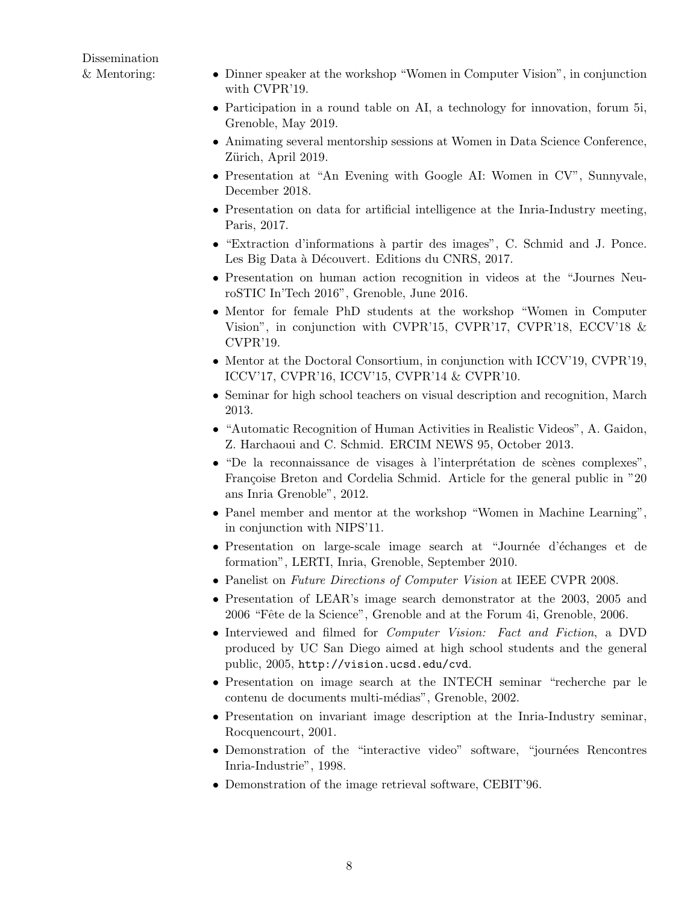Dissemination & Mentoring:

- Dinner speaker at the workshop “Women in Computer Vision”, in conjunction with CVPR’19.
- Participation in a round table on AI, a technology for innovation, forum 5i, Grenoble, May 2019.
- Animating several mentorship sessions at Women in Data Science Conference, Zürich, April 2019.
- Presentation at “An Evening with Google AI: Women in CV”, Sunnyvale, December 2018.
- Presentation on data for artificial intelligence at the Inria-Industry meeting, Paris, 2017.
- “Extraction d’informations à partir des images”, C. Schmid and J. Ponce. Les Big Data à Découvert. Editions du CNRS, 2017.
- Presentation on human action recognition in videos at the “Journes NeuroSTIC In’Tech 2016”, Grenoble, June 2016.
- Mentor for female PhD students at the workshop “Women in Computer Vision”, in conjunction with CVPR’15, CVPR’17, CVPR’18, ECCV’18 & CVPR’19.
- Mentor at the Doctoral Consortium, in conjunction with ICCV’19, CVPR’19, ICCV’17, CVPR’16, ICCV’15, CVPR’14 & CVPR’10.
- Seminar for high school teachers on visual description and recognition, March 2013.
- “Automatic Recognition of Human Activities in Realistic Videos”, A. Gaidon, Z. Harchaoui and C. Schmid. ERCIM NEWS 95, October 2013.
- “De la reconnaissance de visages à l’interprétation de scènes complexes”, Françoise Breton and Cordelia Schmid. Article for the general public in ”20 ans Inria Grenoble”, 2012.
- Panel member and mentor at the workshop “Women in Machine Learning”, in conjunction with NIPS’11.
- Presentation on large-scale image search at “Journée d’échanges et de formation”, LERTI, Inria, Grenoble, September 2010.
- Panelist on *Future Directions of Computer Vision* at IEEE CVPR 2008.
- Presentation of LEAR’s image search demonstrator at the 2003, 2005 and 2006 “Fête de la Science”, Grenoble and at the Forum 4i, Grenoble, 2006.
- Interviewed and filmed for *Computer Vision: Fact and Fiction*, a DVD produced by UC San Diego aimed at high school students and the general public, 2005, `http://vision.ucsd.edu/cvd`.
- Presentation on image search at the INTECH seminar “recherche par le contenu de documents multi-médias”, Grenoble, 2002.
- Presentation on invariant image description at the Inria-Industry seminar, Rocquencourt, 2001.
- Demonstration of the “interactive video” software, “journées Rencontres Inria-Industrie”, 1998.
- Demonstration of the image retrieval software, CEBIT’96.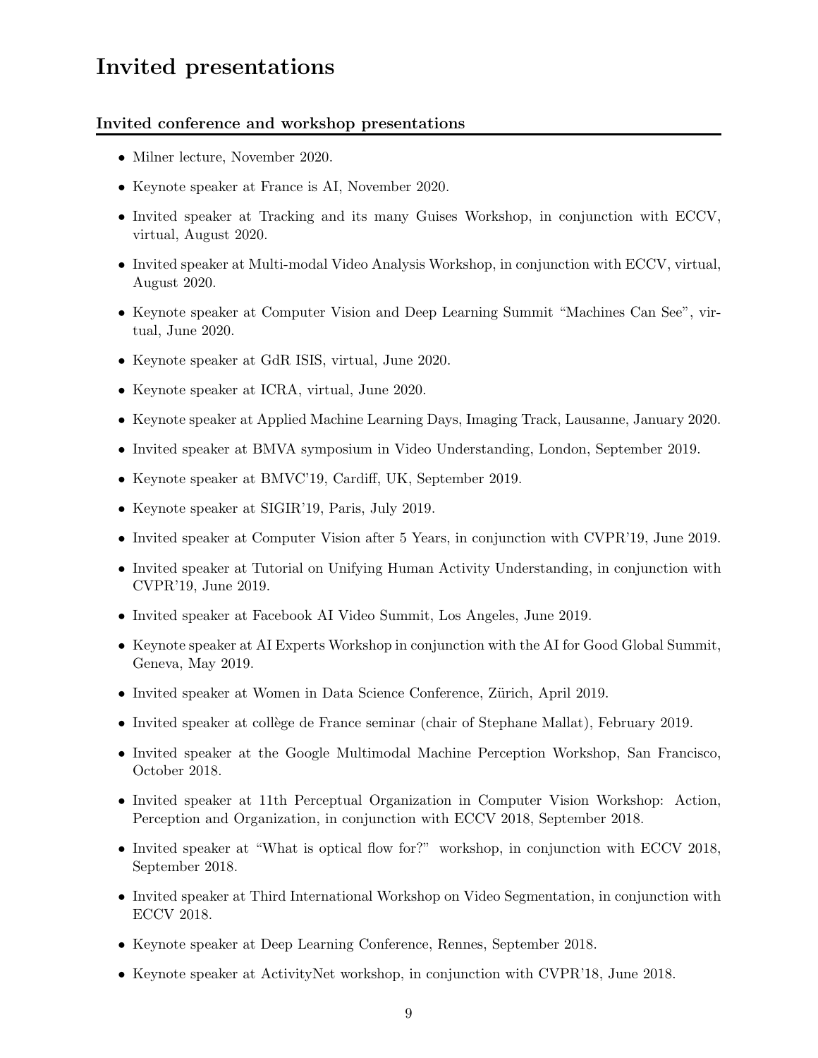# Invited presentations

## Invited conference and workshop presentations

- Milner lecture, November 2020.
- Keynote speaker at France is AI, November 2020.
- Invited speaker at Tracking and its many Guises Workshop, in conjunction with ECCV, virtual, August 2020.
- Invited speaker at Multi-modal Video Analysis Workshop, in conjunction with ECCV, virtual, August 2020.
- Keynote speaker at Computer Vision and Deep Learning Summit "Machines Can See", virtual, June 2020.
- Keynote speaker at GdR ISIS, virtual, June 2020.
- Keynote speaker at ICRA, virtual, June 2020.
- Keynote speaker at Applied Machine Learning Days, Imaging Track, Lausanne, January 2020.
- Invited speaker at BMVA symposium in Video Understanding, London, September 2019.
- Keynote speaker at BMVC'19, Cardiff, UK, September 2019.
- Keynote speaker at SIGIR'19, Paris, July 2019.
- Invited speaker at Computer Vision after 5 Years, in conjunction with CVPR'19, June 2019.
- Invited speaker at Tutorial on Unifying Human Activity Understanding, in conjunction with CVPR'19, June 2019.
- Invited speaker at Facebook AI Video Summit, Los Angeles, June 2019.
- Keynote speaker at AI Experts Workshop in conjunction with the AI for Good Global Summit, Geneva, May 2019.
- Invited speaker at Women in Data Science Conference, Zürich, April 2019.
- Invited speaker at collège de France seminar (chair of Stephane Mallat), February 2019.
- Invited speaker at the Google Multimodal Machine Perception Workshop, San Francisco, October 2018.
- Invited speaker at 11th Perceptual Organization in Computer Vision Workshop: Action, Perception and Organization, in conjunction with ECCV 2018, September 2018.
- Invited speaker at "What is optical flow for?" workshop, in conjunction with ECCV 2018, September 2018.
- Invited speaker at Third International Workshop on Video Segmentation, in conjunction with ECCV 2018.
- Keynote speaker at Deep Learning Conference, Rennes, September 2018.
- Keynote speaker at ActivityNet workshop, in conjunction with CVPR'18, June 2018.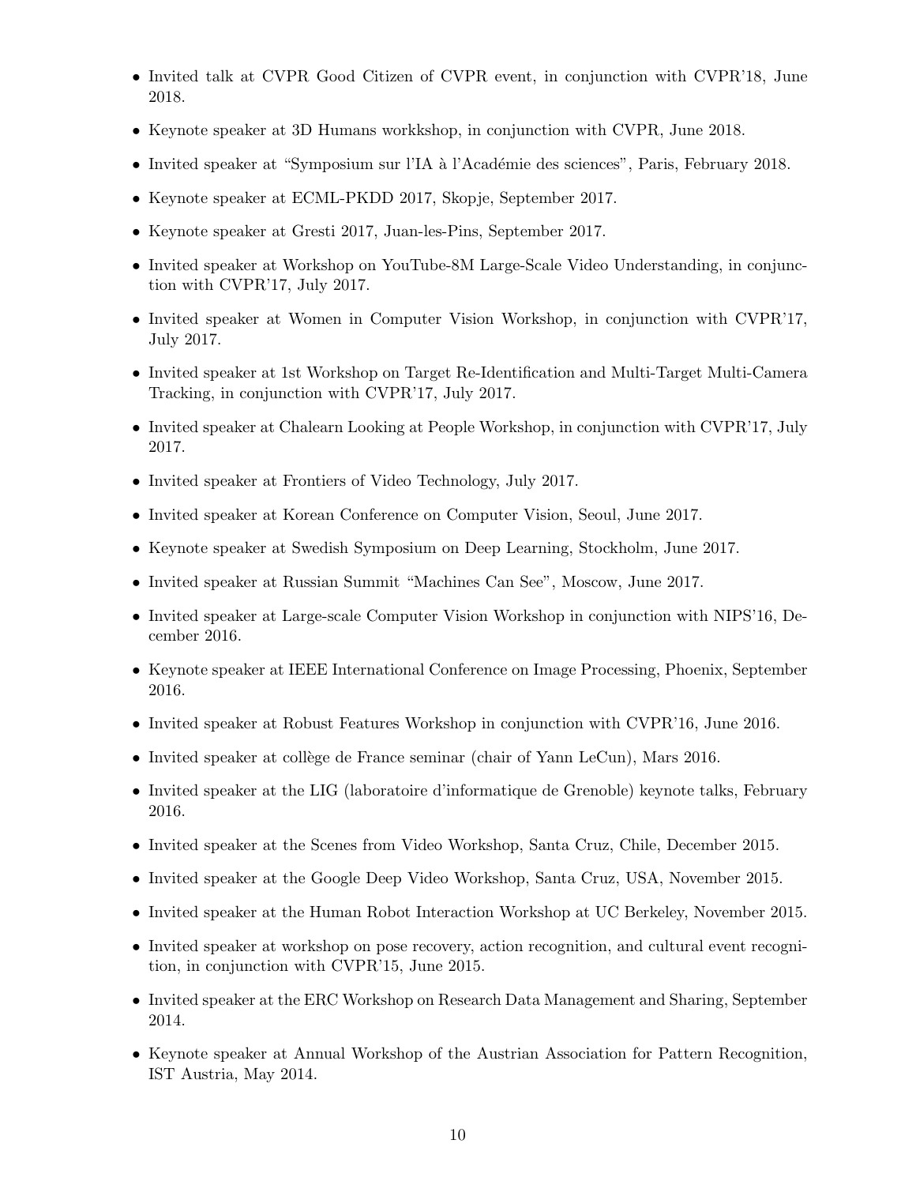- Invited talk at CVPR Good Citizen of CVPR event, in conjunction with CVPR'18, June 2018.
- Keynote speaker at 3D Humans workkshop, in conjunction with CVPR, June 2018.
- Invited speaker at "Symposium sur l'IA à l'Académie des sciences", Paris, February 2018.
- Keynote speaker at ECML-PKDD 2017, Skopje, September 2017.
- Keynote speaker at Gresti 2017, Juan-les-Pins, September 2017.
- Invited speaker at Workshop on YouTube-8M Large-Scale Video Understanding, in conjunction with CVPR'17, July 2017.
- Invited speaker at Women in Computer Vision Workshop, in conjunction with CVPR'17, July 2017.
- Invited speaker at 1st Workshop on Target Re-Identification and Multi-Target Multi-Camera Tracking, in conjunction with CVPR'17, July 2017.
- Invited speaker at Chalearn Looking at People Workshop, in conjunction with CVPR'17, July 2017.
- Invited speaker at Frontiers of Video Technology, July 2017.
- Invited speaker at Korean Conference on Computer Vision, Seoul, June 2017.
- Keynote speaker at Swedish Symposium on Deep Learning, Stockholm, June 2017.
- Invited speaker at Russian Summit "Machines Can See", Moscow, June 2017.
- Invited speaker at Large-scale Computer Vision Workshop in conjunction with NIPS'16, December 2016.
- Keynote speaker at IEEE International Conference on Image Processing, Phoenix, September 2016.
- Invited speaker at Robust Features Workshop in conjunction with CVPR'16, June 2016.
- Invited speaker at collège de France seminar (chair of Yann LeCun), Mars 2016.
- Invited speaker at the LIG (laboratoire d'informatique de Grenoble) keynote talks, February 2016.
- Invited speaker at the Scenes from Video Workshop, Santa Cruz, Chile, December 2015.
- Invited speaker at the Google Deep Video Workshop, Santa Cruz, USA, November 2015.
- Invited speaker at the Human Robot Interaction Workshop at UC Berkeley, November 2015.
- Invited speaker at workshop on pose recovery, action recognition, and cultural event recognition, in conjunction with CVPR'15, June 2015.
- Invited speaker at the ERC Workshop on Research Data Management and Sharing, September 2014.
- Keynote speaker at Annual Workshop of the Austrian Association for Pattern Recognition, IST Austria, May 2014.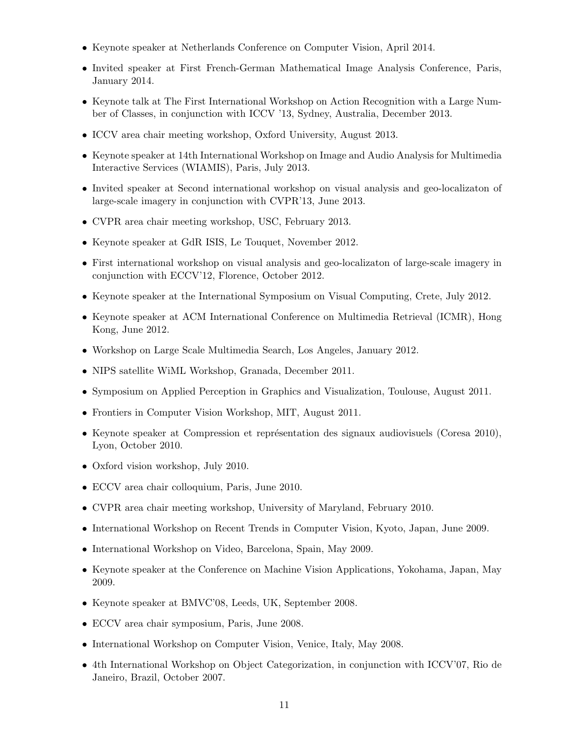- Keynote speaker at Netherlands Conference on Computer Vision, April 2014.
- Invited speaker at First French-German Mathematical Image Analysis Conference, Paris, January 2014.
- Keynote talk at The First International Workshop on Action Recognition with a Large Number of Classes, in conjunction with ICCV '13, Sydney, Australia, December 2013.
- ICCV area chair meeting workshop, Oxford University, August 2013.
- Keynote speaker at 14th International Workshop on Image and Audio Analysis for Multimedia Interactive Services (WIAMIS), Paris, July 2013.
- Invited speaker at Second international workshop on visual analysis and geo-localizaton of large-scale imagery in conjunction with CVPR'13, June 2013.
- CVPR area chair meeting workshop, USC, February 2013.
- Keynote speaker at GdR ISIS, Le Touquet, November 2012.
- First international workshop on visual analysis and geo-localizaton of large-scale imagery in conjunction with ECCV'12, Florence, October 2012.
- Keynote speaker at the International Symposium on Visual Computing, Crete, July 2012.
- Keynote speaker at ACM International Conference on Multimedia Retrieval (ICMR), Hong Kong, June 2012.
- Workshop on Large Scale Multimedia Search, Los Angeles, January 2012.
- NIPS satellite WiML Workshop, Granada, December 2011.
- Symposium on Applied Perception in Graphics and Visualization, Toulouse, August 2011.
- Frontiers in Computer Vision Workshop, MIT, August 2011.
- Keynote speaker at Compression et représentation des signaux audiovisuels (Coresa 2010), Lyon, October 2010.
- Oxford vision workshop, July 2010.
- ECCV area chair colloquium, Paris, June 2010.
- CVPR area chair meeting workshop, University of Maryland, February 2010.
- International Workshop on Recent Trends in Computer Vision, Kyoto, Japan, June 2009.
- International Workshop on Video, Barcelona, Spain, May 2009.
- Keynote speaker at the Conference on Machine Vision Applications, Yokohama, Japan, May 2009.
- Keynote speaker at BMVC'08, Leeds, UK, September 2008.
- ECCV area chair symposium, Paris, June 2008.
- International Workshop on Computer Vision, Venice, Italy, May 2008.
- 4th International Workshop on Object Categorization, in conjunction with ICCV'07, Rio de Janeiro, Brazil, October 2007.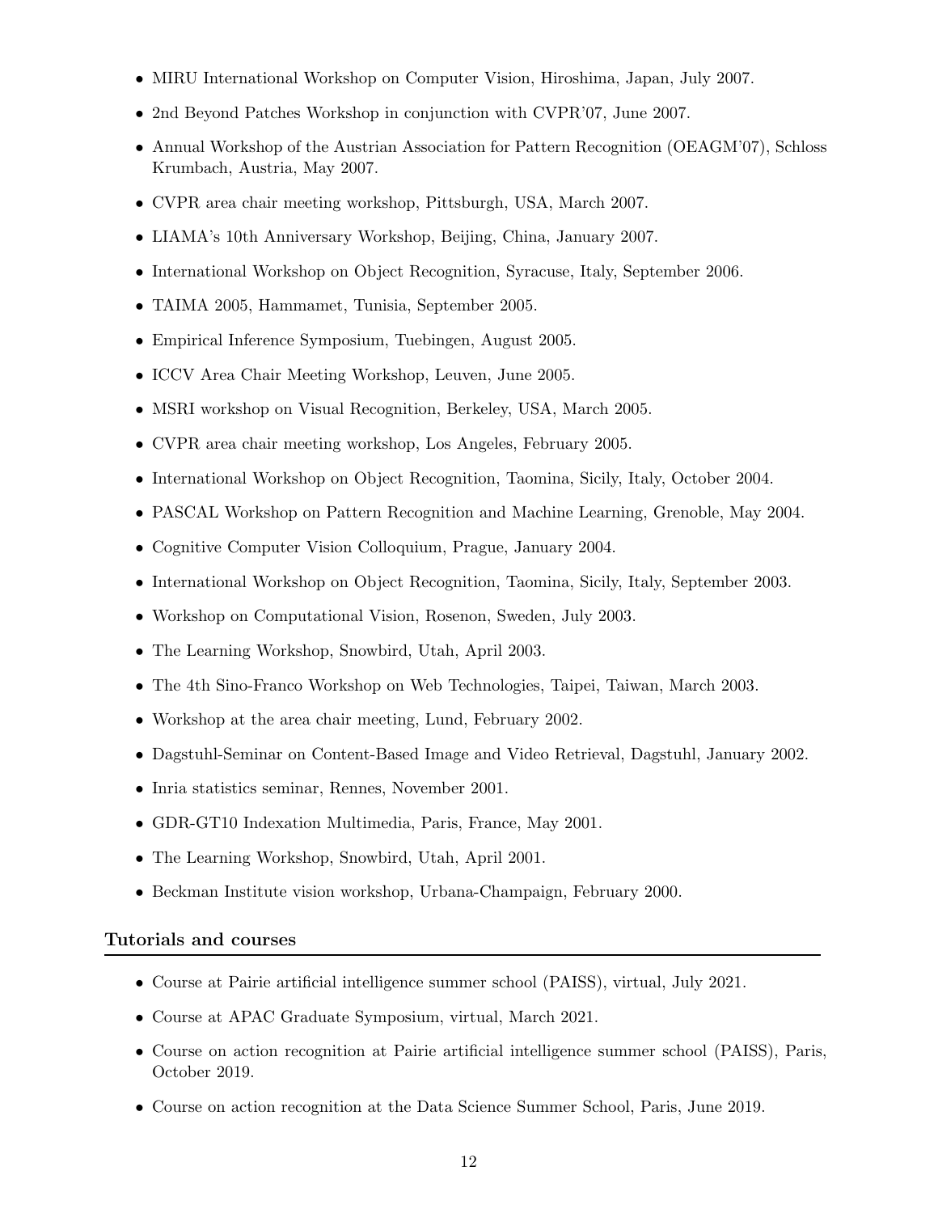- MIRU International Workshop on Computer Vision, Hiroshima, Japan, July 2007.
- 2nd Beyond Patches Workshop in conjunction with CVPR'07, June 2007.
- Annual Workshop of the Austrian Association for Pattern Recognition (OEAGM'07), Schloss Krumbach, Austria, May 2007.
- CVPR area chair meeting workshop, Pittsburgh, USA, March 2007.
- LIAMA's 10th Anniversary Workshop, Beijing, China, January 2007.
- International Workshop on Object Recognition, Syracuse, Italy, September 2006.
- TAIMA 2005, Hammamet, Tunisia, September 2005.
- Empirical Inference Symposium, Tuebingen, August 2005.
- ICCV Area Chair Meeting Workshop, Leuven, June 2005.
- MSRI workshop on Visual Recognition, Berkeley, USA, March 2005.
- CVPR area chair meeting workshop, Los Angeles, February 2005.
- International Workshop on Object Recognition, Taomina, Sicily, Italy, October 2004.
- PASCAL Workshop on Pattern Recognition and Machine Learning, Grenoble, May 2004.
- Cognitive Computer Vision Colloquium, Prague, January 2004.
- International Workshop on Object Recognition, Taomina, Sicily, Italy, September 2003.
- Workshop on Computational Vision, Rosenon, Sweden, July 2003.
- The Learning Workshop, Snowbird, Utah, April 2003.
- The 4th Sino-Franco Workshop on Web Technologies, Taipei, Taiwan, March 2003.
- Workshop at the area chair meeting, Lund, February 2002.
- Dagstuhl-Seminar on Content-Based Image and Video Retrieval, Dagstuhl, January 2002.
- Inria statistics seminar, Rennes, November 2001.
- GDR-GT10 Indexation Multimedia, Paris, France, May 2001.
- The Learning Workshop, Snowbird, Utah, April 2001.
- Beckman Institute vision workshop, Urbana-Champaign, February 2000.

## Tutorials and courses

- Course at Pairie artificial intelligence summer school (PAISS), virtual, July 2021.
- Course at APAC Graduate Symposium, virtual, March 2021.
- Course on action recognition at Pairie artificial intelligence summer school (PAISS), Paris, October 2019.
- Course on action recognition at the Data Science Summer School, Paris, June 2019.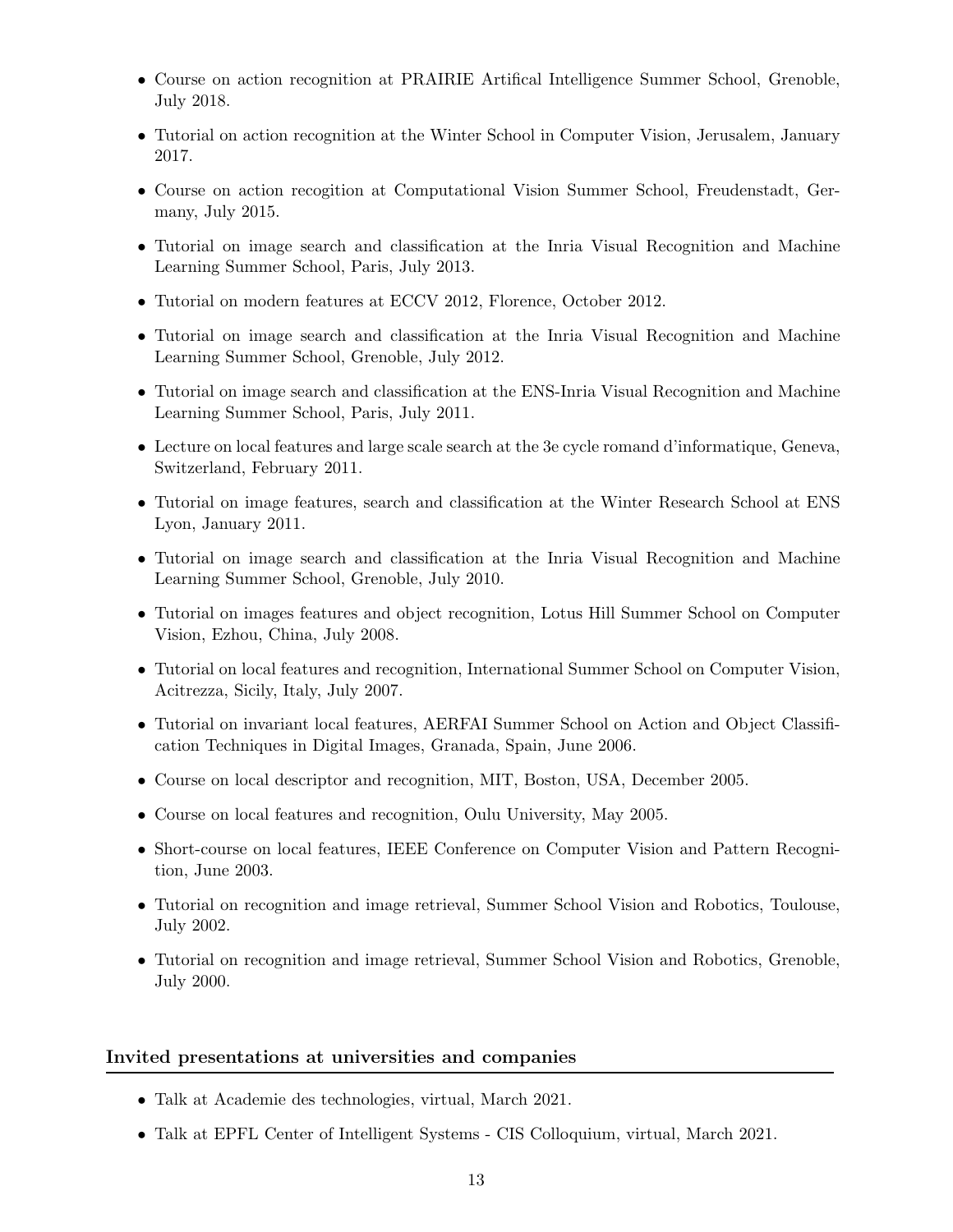- Course on action recognition at PRAIRIE Artifical Intelligence Summer School, Grenoble, July 2018.
- Tutorial on action recognition at the Winter School in Computer Vision, Jerusalem, January 2017.
- Course on action recogition at Computational Vision Summer School, Freudenstadt, Germany, July 2015.
- Tutorial on image search and classification at the Inria Visual Recognition and Machine Learning Summer School, Paris, July 2013.
- Tutorial on modern features at ECCV 2012, Florence, October 2012.
- Tutorial on image search and classification at the Inria Visual Recognition and Machine Learning Summer School, Grenoble, July 2012.
- Tutorial on image search and classification at the ENS-Inria Visual Recognition and Machine Learning Summer School, Paris, July 2011.
- Lecture on local features and large scale search at the 3e cycle romand d'informatique, Geneva, Switzerland, February 2011.
- Tutorial on image features, search and classification at the Winter Research School at ENS Lyon, January 2011.
- Tutorial on image search and classification at the Inria Visual Recognition and Machine Learning Summer School, Grenoble, July 2010.
- Tutorial on images features and object recognition, Lotus Hill Summer School on Computer Vision, Ezhou, China, July 2008.
- Tutorial on local features and recognition, International Summer School on Computer Vision, Acitrezza, Sicily, Italy, July 2007.
- Tutorial on invariant local features, AERFAI Summer School on Action and Object Classification Techniques in Digital Images, Granada, Spain, June 2006.
- Course on local descriptor and recognition, MIT, Boston, USA, December 2005.
- Course on local features and recognition, Oulu University, May 2005.
- Short-course on local features, IEEE Conference on Computer Vision and Pattern Recognition, June 2003.
- Tutorial on recognition and image retrieval, Summer School Vision and Robotics, Toulouse, July 2002.
- Tutorial on recognition and image retrieval, Summer School Vision and Robotics, Grenoble, July 2000.

## Invited presentations at universities and companies

- Talk at Academie des technologies, virtual, March 2021.
- Talk at EPFL Center of Intelligent Systems - CIS Colloquium, virtual, March 2021.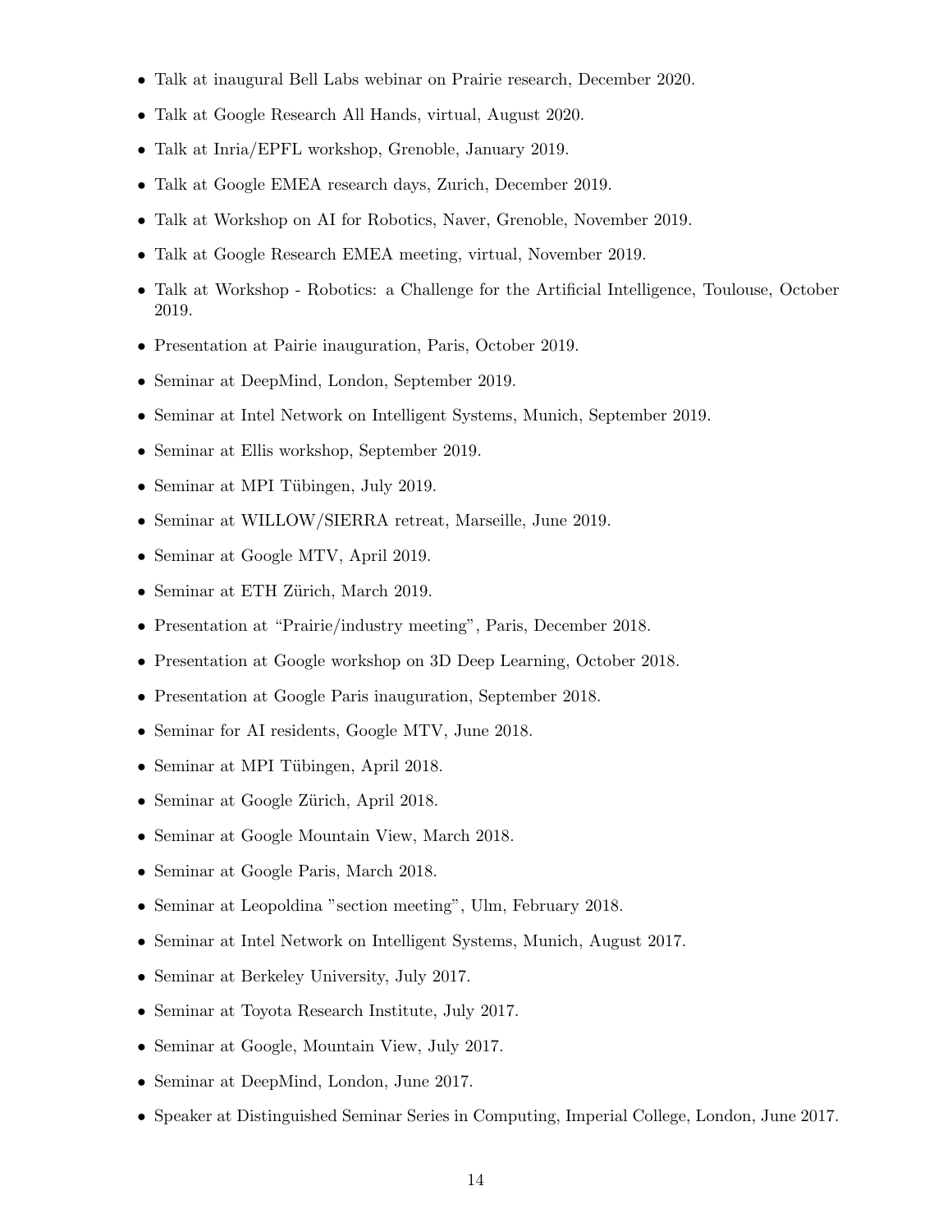- Talk at inaugural Bell Labs webinar on Prairie research, December 2020.
- Talk at Google Research All Hands, virtual, August 2020.
- Talk at Inria/EPFL workshop, Grenoble, January 2019.
- Talk at Google EMEA research days, Zurich, December 2019.
- Talk at Workshop on AI for Robotics, Naver, Grenoble, November 2019.
- Talk at Google Research EMEA meeting, virtual, November 2019.
- Talk at Workshop - Robotics: a Challenge for the Artificial Intelligence, Toulouse, October 2019.
- Presentation at Pairie inauguration, Paris, October 2019.
- Seminar at DeepMind, London, September 2019.
- Seminar at Intel Network on Intelligent Systems, Munich, September 2019.
- Seminar at Ellis workshop, September 2019.
- Seminar at MPI Tübingen, July 2019.
- Seminar at WILLOW/SIERRA retreat, Marseille, June 2019.
- Seminar at Google MTV, April 2019.
- Seminar at ETH Zürich, March 2019.
- Presentation at "Prairie/industry meeting", Paris, December 2018.
- Presentation at Google workshop on 3D Deep Learning, October 2018.
- Presentation at Google Paris inauguration, September 2018.
- Seminar for AI residents, Google MTV, June 2018.
- Seminar at MPI Tübingen, April 2018.
- Seminar at Google Zürich, April 2018.
- Seminar at Google Mountain View, March 2018.
- Seminar at Google Paris, March 2018.
- Seminar at Leopoldina "section meeting", Ulm, February 2018.
- Seminar at Intel Network on Intelligent Systems, Munich, August 2017.
- Seminar at Berkeley University, July 2017.
- Seminar at Toyota Research Institute, July 2017.
- Seminar at Google, Mountain View, July 2017.
- Seminar at DeepMind, London, June 2017.
- Speaker at Distinguished Seminar Series in Computing, Imperial College, London, June 2017.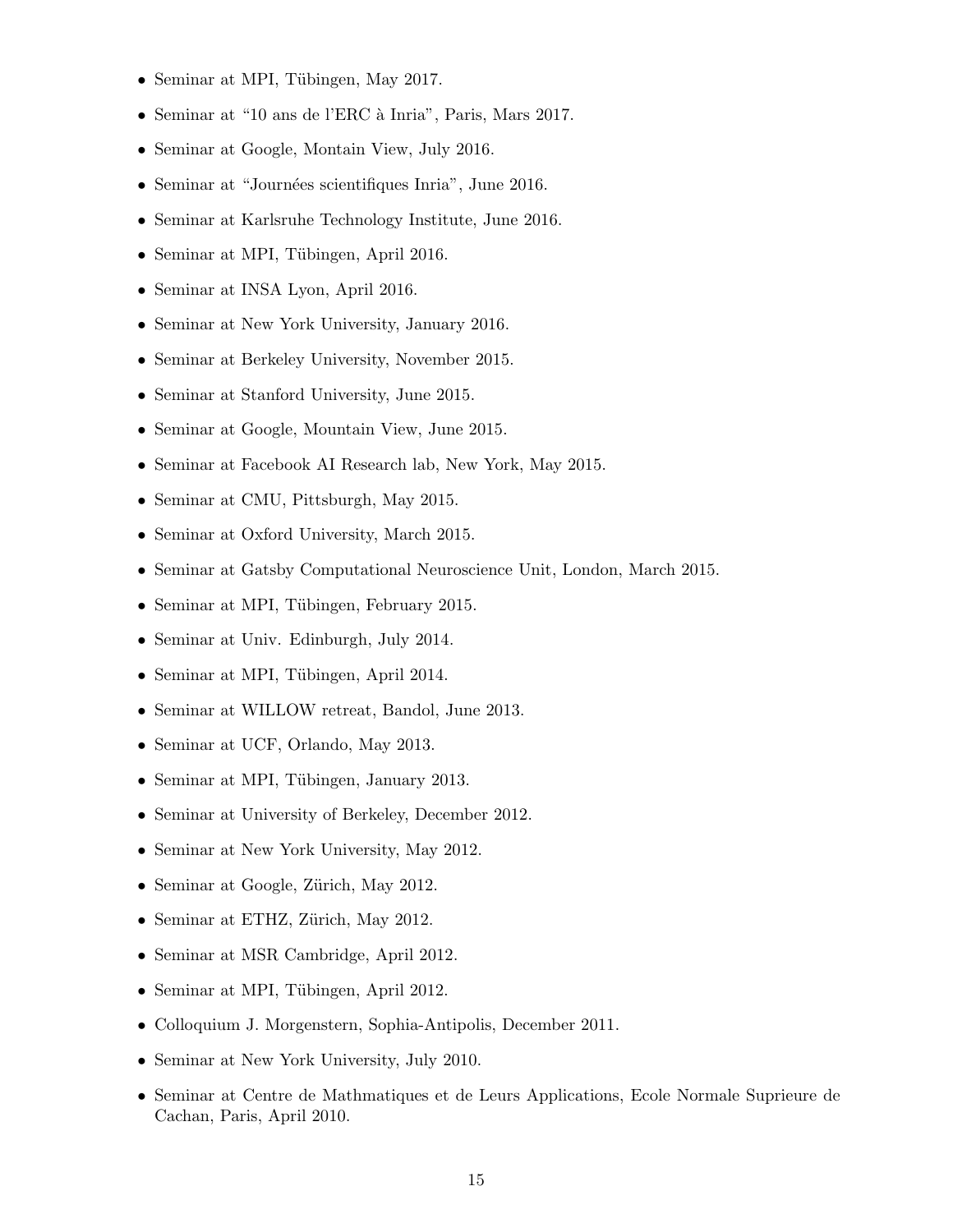- Seminar at MPI, Tübingen, May 2017.
- Seminar at "10 ans de l'ERC à Inria", Paris, Mars 2017.
- Seminar at Google, Montain View, July 2016.
- Seminar at "Journées scientifiques Inria", June 2016.
- Seminar at Karlsruhe Technology Institute, June 2016.
- Seminar at MPI, Tübingen, April 2016.
- Seminar at INSA Lyon, April 2016.
- Seminar at New York University, January 2016.
- Seminar at Berkeley University, November 2015.
- Seminar at Stanford University, June 2015.
- Seminar at Google, Mountain View, June 2015.
- Seminar at Facebook AI Research lab, New York, May 2015.
- Seminar at CMU, Pittsburgh, May 2015.
- Seminar at Oxford University, March 2015.
- Seminar at Gatsby Computational Neuroscience Unit, London, March 2015.
- Seminar at MPI, Tübingen, February 2015.
- Seminar at Univ. Edinburgh, July 2014.
- Seminar at MPI, Tübingen, April 2014.
- Seminar at WILLOW retreat, Bandol, June 2013.
- Seminar at UCF, Orlando, May 2013.
- Seminar at MPI, Tübingen, January 2013.
- Seminar at University of Berkeley, December 2012.
- Seminar at New York University, May 2012.
- Seminar at Google, Zürich, May 2012.
- Seminar at ETHZ, Zürich, May 2012.
- Seminar at MSR Cambridge, April 2012.
- Seminar at MPI, Tübingen, April 2012.
- Colloquium J. Morgenstern, Sophia-Antipolis, December 2011.
- Seminar at New York University, July 2010.
- Seminar at Centre de Mathmatiques et de Leurs Applications, Ecole Normale Suprieure de Cachan, Paris, April 2010.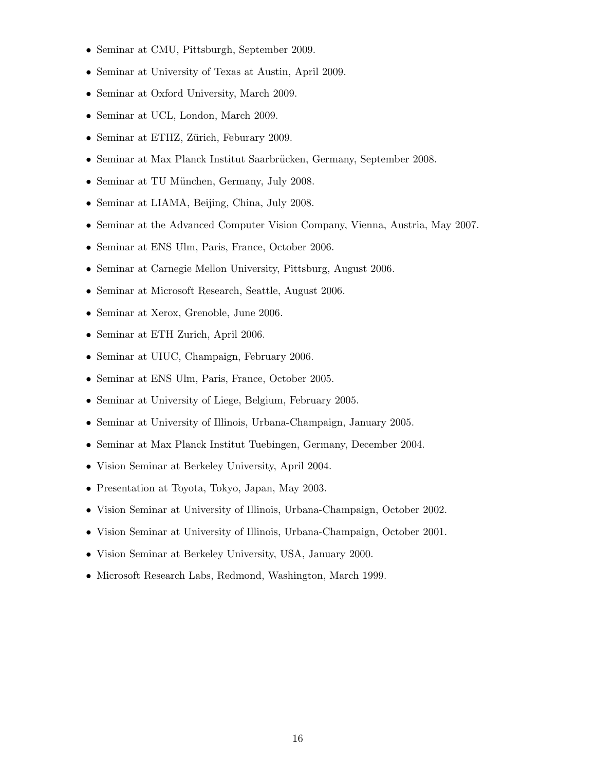- Seminar at CMU, Pittsburgh, September 2009.
- Seminar at University of Texas at Austin, April 2009.
- Seminar at Oxford University, March 2009.
- Seminar at UCL, London, March 2009.
- Seminar at ETHZ, Zürich, Feburary 2009.
- Seminar at Max Planck Institut Saarbrücken, Germany, September 2008.
- Seminar at TU München, Germany, July 2008.
- Seminar at LIAMA, Beijing, China, July 2008.
- Seminar at the Advanced Computer Vision Company, Vienna, Austria, May 2007.
- Seminar at ENS Ulm, Paris, France, October 2006.
- Seminar at Carnegie Mellon University, Pittsburg, August 2006.
- Seminar at Microsoft Research, Seattle, August 2006.
- Seminar at Xerox, Grenoble, June 2006.
- Seminar at ETH Zurich, April 2006.
- Seminar at UIUC, Champaign, February 2006.
- Seminar at ENS Ulm, Paris, France, October 2005.
- Seminar at University of Liege, Belgium, February 2005.
- Seminar at University of Illinois, Urbana-Champaign, January 2005.
- Seminar at Max Planck Institut Tuebingen, Germany, December 2004.
- Vision Seminar at Berkeley University, April 2004.
- Presentation at Toyota, Tokyo, Japan, May 2003.
- Vision Seminar at University of Illinois, Urbana-Champaign, October 2002.
- Vision Seminar at University of Illinois, Urbana-Champaign, October 2001.
- Vision Seminar at Berkeley University, USA, January 2000.
- Microsoft Research Labs, Redmond, Washington, March 1999.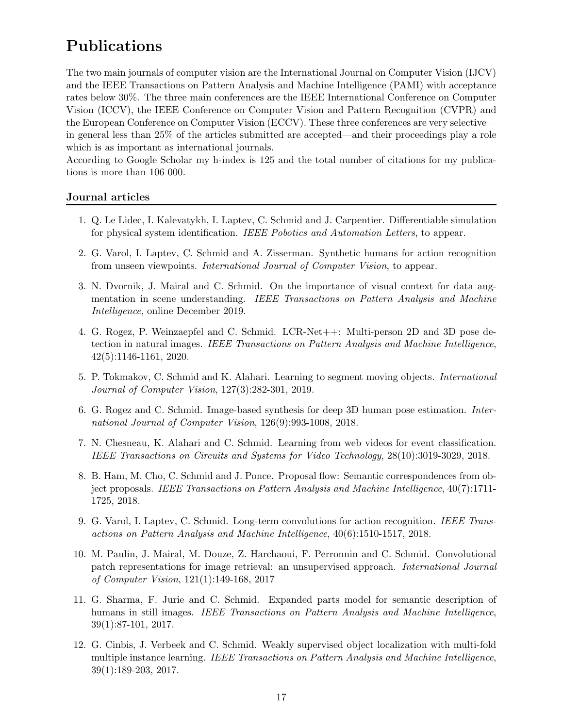# Publications

The two main journals of computer vision are the International Journal on Computer Vision (IJCV) and the IEEE Transactions on Pattern Analysis and Machine Intelligence (PAMI) with acceptance rates below 30%. The three main conferences are the IEEE International Conference on Computer Vision (ICCV), the IEEE Conference on Computer Vision and Pattern Recognition (CVPR) and the European Conference on Computer Vision (ECCV). These three conferences are very selective—in general less than 25% of the articles submitted are accepted—and their proceedings play a role which is as important as international journals.
According to Google Scholar my h-index is 125 and the total number of citations for my publications is more than 106 000.

## Journal articles

1. Q. Le Lidec, I. Kalevatykh, I. Laptev, C. Schmid and J. Carpentier. Differentiable simulation for physical system identification. *IEEE Pobotics and Automation Letters*, to appear.

2. G. Varol, I. Laptev, C. Schmid and A. Zisserman. Synthetic humans for action recognition from unseen viewpoints. *International Journal of Computer Vision*, to appear.

3. N. Dvornik, J. Mairal and C. Schmid. On the importance of visual context for data augmentation in scene understanding. *IEEE Transactions on Pattern Analysis and Machine Intelligence*, online December 2019.

4. G. Rogez, P. Weinzaepfel and C. Schmid. LCR-Net++: Multi-person 2D and 3D pose detection in natural images. *IEEE Transactions on Pattern Analysis and Machine Intelligence*, 42(5):1146-1161, 2020.

5. P. Tokmakov, C. Schmid and K. Alahari. Learning to segment moving objects. *International Journal of Computer Vision*, 127(3):282-301, 2019.

6. G. Rogez and C. Schmid. Image-based synthesis for deep 3D human pose estimation. *International Journal of Computer Vision*, 126(9):993-1008, 2018.

7. N. Chesneau, K. Alahari and C. Schmid. Learning from web videos for event classification. *IEEE Transactions on Circuits and Systems for Video Technology*, 28(10):3019-3029, 2018.

8. B. Ham, M. Cho, C. Schmid and J. Ponce. Proposal flow: Semantic correspondences from object proposals. *IEEE Transactions on Pattern Analysis and Machine Intelligence*, 40(7):1711-1725, 2018.

9. G. Varol, I. Laptev, C. Schmid. Long-term convolutions for action recognition. *IEEE Transactions on Pattern Analysis and Machine Intelligence*, 40(6):1510-1517, 2018.

10. M. Paulin, J. Mairal, M. Douze, Z. Harchaoui, F. Perronnin and C. Schmid. Convolutional patch representations for image retrieval: an unsupervised approach. *International Journal of Computer Vision*, 121(1):149-168, 2017

11. G. Sharma, F. Jurie and C. Schmid. Expanded parts model for semantic description of humans in still images. *IEEE Transactions on Pattern Analysis and Machine Intelligence*, 39(1):87-101, 2017.

12. G. Cinbis, J. Verbeek and C. Schmid. Weakly supervised object localization with multi-fold multiple instance learning. *IEEE Transactions on Pattern Analysis and Machine Intelligence*, 39(1):189-203, 2017.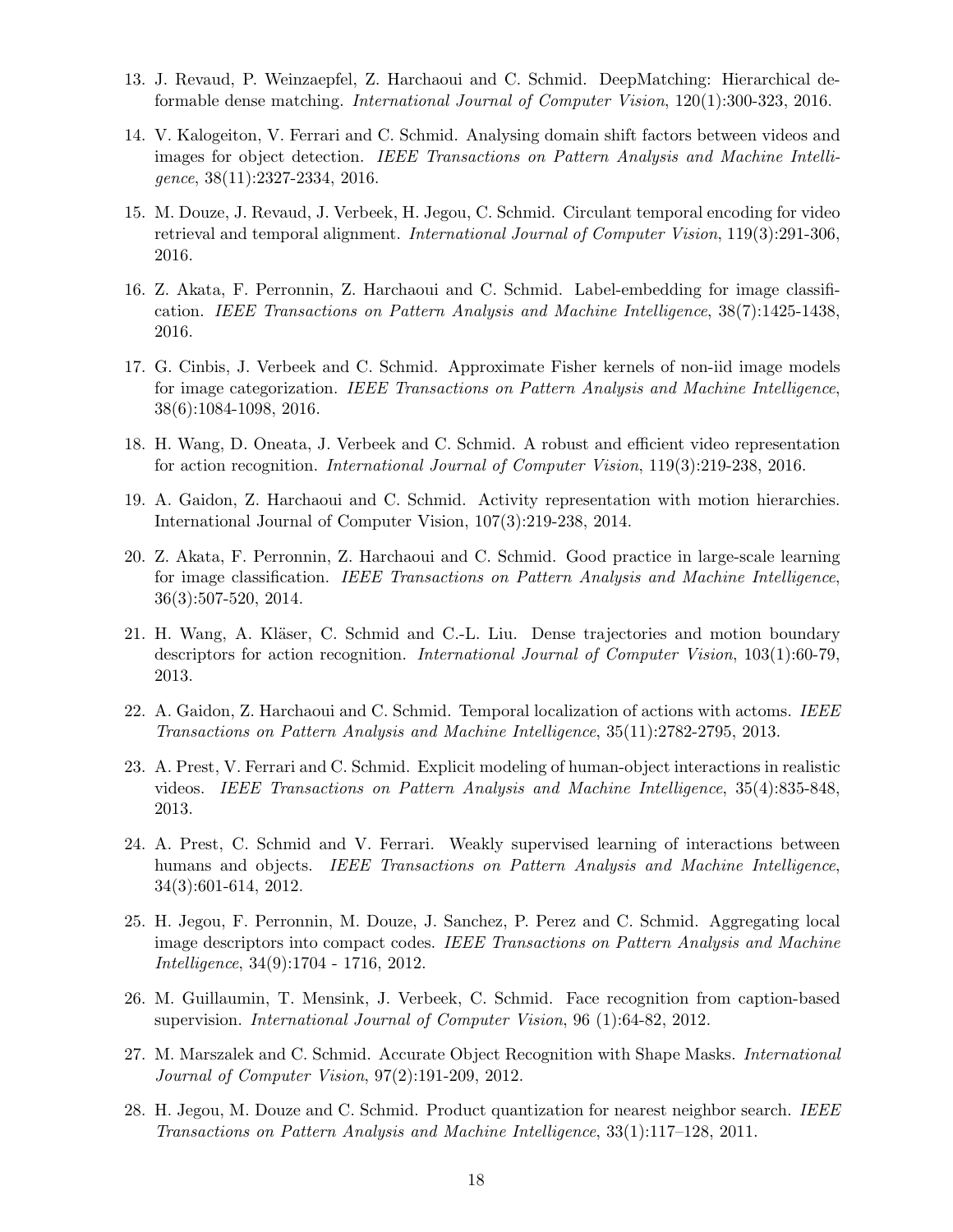13. J. Revaud, P. Weinzaepfel, Z. Harchaoui and C. Schmid. DeepMatching: Hierarchical deformable dense matching. *International Journal of Computer Vision*, 120(1):300-323, 2016.

14. V. Kalogeiton, V. Ferrari and C. Schmid. Analysing domain shift factors between videos and images for object detection. *IEEE Transactions on Pattern Analysis and Machine Intelligence*, 38(11):2327-2334, 2016.

15. M. Douze, J. Revaud, J. Verbeek, H. Jegou, C. Schmid. Circulant temporal encoding for video retrieval and temporal alignment. *International Journal of Computer Vision*, 119(3):291-306, 2016.

16. Z. Akata, F. Perronnin, Z. Harchaoui and C. Schmid. Label-embedding for image classification. *IEEE Transactions on Pattern Analysis and Machine Intelligence*, 38(7):1425-1438, 2016.

17. G. Cinbis, J. Verbeek and C. Schmid. Approximate Fisher kernels of non-iid image models for image categorization. *IEEE Transactions on Pattern Analysis and Machine Intelligence*, 38(6):1084-1098, 2016.

18. H. Wang, D. Oneata, J. Verbeek and C. Schmid. A robust and efficient video representation for action recognition. *International Journal of Computer Vision*, 119(3):219-238, 2016.

19. A. Gaidon, Z. Harchaoui and C. Schmid. Activity representation with motion hierarchies. International Journal of Computer Vision, 107(3):219-238, 2014.

20. Z. Akata, F. Perronnin, Z. Harchaoui and C. Schmid. Good practice in large-scale learning for image classification. *IEEE Transactions on Pattern Analysis and Machine Intelligence*, 36(3):507-520, 2014.

21. H. Wang, A. Kläser, C. Schmid and C.-L. Liu. Dense trajectories and motion boundary descriptors for action recognition. *International Journal of Computer Vision*, 103(1):60-79, 2013.

22. A. Gaidon, Z. Harchaoui and C. Schmid. Temporal localization of actions with actoms. *IEEE Transactions on Pattern Analysis and Machine Intelligence*, 35(11):2782-2795, 2013.

23. A. Prest, V. Ferrari and C. Schmid. Explicit modeling of human-object interactions in realistic videos. *IEEE Transactions on Pattern Analysis and Machine Intelligence*, 35(4):835-848, 2013.

24. A. Prest, C. Schmid and V. Ferrari. Weakly supervised learning of interactions between humans and objects. *IEEE Transactions on Pattern Analysis and Machine Intelligence*, 34(3):601-614, 2012.

25. H. Jegou, F. Perronnin, M. Douze, J. Sanchez, P. Perez and C. Schmid. Aggregating local image descriptors into compact codes. *IEEE Transactions on Pattern Analysis and Machine Intelligence*, 34(9):1704 - 1716, 2012.

26. M. Guillaumin, T. Mensink, J. Verbeek, C. Schmid. Face recognition from caption-based supervision. *International Journal of Computer Vision*, 96 (1):64-82, 2012.

27. M. Marszalek and C. Schmid. Accurate Object Recognition with Shape Masks. *International Journal of Computer Vision*, 97(2):191-209, 2012.

28. H. Jegou, M. Douze and C. Schmid. Product quantization for nearest neighbor search. *IEEE Transactions on Pattern Analysis and Machine Intelligence*, 33(1):117–128, 2011.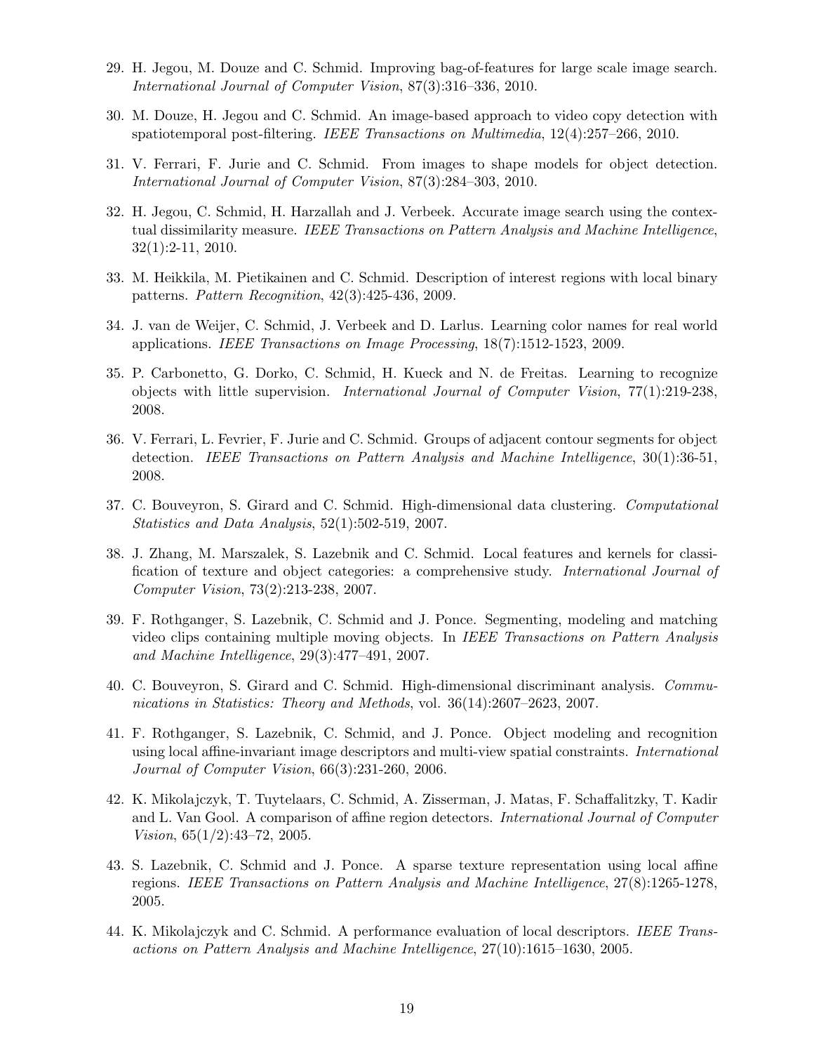29. H. Jegou, M. Douze and C. Schmid. Improving bag-of-features for large scale image search. *International Journal of Computer Vision*, 87(3):316–336, 2010.

30. M. Douze, H. Jegou and C. Schmid. An image-based approach to video copy detection with spatiotemporal post-filtering. *IEEE Transactions on Multimedia*, 12(4):257–266, 2010.

31. V. Ferrari, F. Jurie and C. Schmid. From images to shape models for object detection. *International Journal of Computer Vision*, 87(3):284–303, 2010.

32. H. Jegou, C. Schmid, H. Harzallah and J. Verbeek. Accurate image search using the contextual dissimilarity measure. *IEEE Transactions on Pattern Analysis and Machine Intelligence*, 32(1):2-11, 2010.

33. M. Heikkila, M. Pietikainen and C. Schmid. Description of interest regions with local binary patterns. *Pattern Recognition*, 42(3):425-436, 2009.

34. J. van de Weijer, C. Schmid, J. Verbeek and D. Larlus. Learning color names for real world applications. *IEEE Transactions on Image Processing*, 18(7):1512-1523, 2009.

35. P. Carbonetto, G. Dorko, C. Schmid, H. Kueck and N. de Freitas. Learning to recognize objects with little supervision. *International Journal of Computer Vision*, 77(1):219-238, 2008.

36. V. Ferrari, L. Fevrier, F. Jurie and C. Schmid. Groups of adjacent contour segments for object detection. *IEEE Transactions on Pattern Analysis and Machine Intelligence*, 30(1):36-51, 2008.

37. C. Bouveyron, S. Girard and C. Schmid. High-dimensional data clustering. *Computational Statistics and Data Analysis*, 52(1):502-519, 2007.

38. J. Zhang, M. Marszalek, S. Lazebnik and C. Schmid. Local features and kernels for classification of texture and object categories: a comprehensive study. *International Journal of Computer Vision*, 73(2):213-238, 2007.

39. F. Rothganger, S. Lazebnik, C. Schmid and J. Ponce. Segmenting, modeling and matching video clips containing multiple moving objects. In *IEEE Transactions on Pattern Analysis and Machine Intelligence*, 29(3):477–491, 2007.

40. C. Bouveyron, S. Girard and C. Schmid. High-dimensional discriminant analysis. *Communications in Statistics: Theory and Methods*, vol. 36(14):2607–2623, 2007.

41. F. Rothganger, S. Lazebnik, C. Schmid, and J. Ponce. Object modeling and recognition using local affine-invariant image descriptors and multi-view spatial constraints. *International Journal of Computer Vision*, 66(3):231-260, 2006.

42. K. Mikolajczyk, T. Tuytelaars, C. Schmid, A. Zisserman, J. Matas, F. Schaffalitzky, T. Kadir and L. Van Gool. A comparison of affine region detectors. *International Journal of Computer Vision*, 65(1/2):43–72, 2005.

43. S. Lazebnik, C. Schmid and J. Ponce. A sparse texture representation using local affine regions. *IEEE Transactions on Pattern Analysis and Machine Intelligence*, 27(8):1265-1278, 2005.

44. K. Mikolajczyk and C. Schmid. A performance evaluation of local descriptors. *IEEE Transactions on Pattern Analysis and Machine Intelligence*, 27(10):1615–1630, 2005.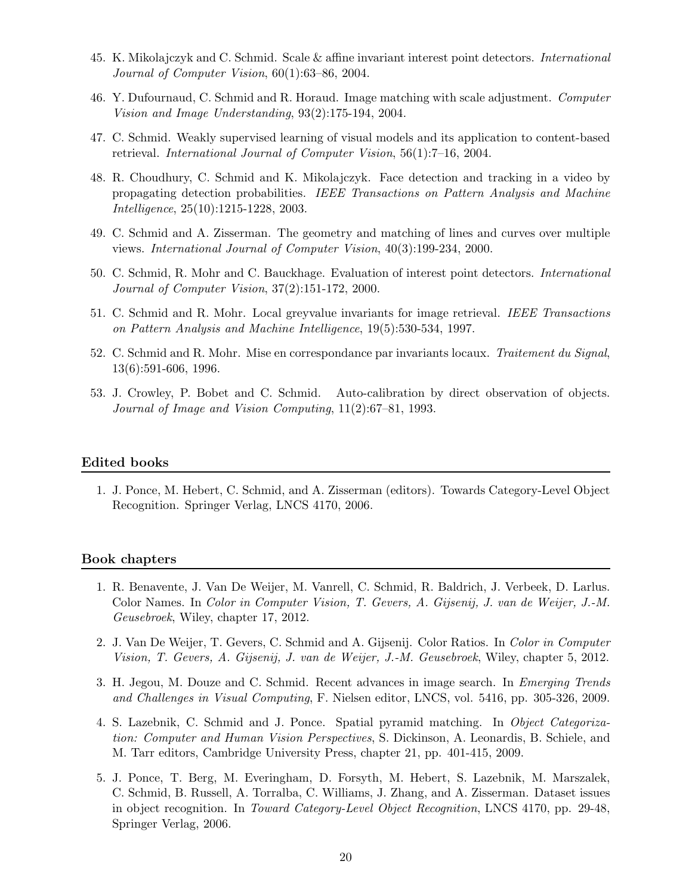45. K. Mikolajczyk and C. Schmid. Scale & affine invariant interest point detectors. *International Journal of Computer Vision*, 60(1):63–86, 2004.

46. Y. Dufournaud, C. Schmid and R. Horaud. Image matching with scale adjustment. *Computer Vision and Image Understanding*, 93(2):175-194, 2004.

47. C. Schmid. Weakly supervised learning of visual models and its application to content-based retrieval. *International Journal of Computer Vision*, 56(1):7–16, 2004.

48. R. Choudhury, C. Schmid and K. Mikolajczyk. Face detection and tracking in a video by propagating detection probabilities. *IEEE Transactions on Pattern Analysis and Machine Intelligence*, 25(10):1215-1228, 2003.

49. C. Schmid and A. Zisserman. The geometry and matching of lines and curves over multiple views. *International Journal of Computer Vision*, 40(3):199-234, 2000.

50. C. Schmid, R. Mohr and C. Bauckhage. Evaluation of interest point detectors. *International Journal of Computer Vision*, 37(2):151-172, 2000.

51. C. Schmid and R. Mohr. Local greyvalue invariants for image retrieval. *IEEE Transactions on Pattern Analysis and Machine Intelligence*, 19(5):530-534, 1997.

52. C. Schmid and R. Mohr. Mise en correspondance par invariants locaux. *Traitement du Signal*, 13(6):591-606, 1996.

53. J. Crowley, P. Bobet and C. Schmid. Auto-calibration by direct observation of objects. *Journal of Image and Vision Computing*, 11(2):67–81, 1993.

## Edited books

1. J. Ponce, M. Hebert, C. Schmid, and A. Zisserman (editors). Towards Category-Level Object Recognition. Springer Verlag, LNCS 4170, 2006.

## Book chapters

1. R. Benavente, J. Van De Weijer, M. Vanrell, C. Schmid, R. Baldrich, J. Verbeek, D. Larlus. Color Names. In *Color in Computer Vision, T. Gevers, A. Gijsenij, J. van de Weijer, J.-M. Geusebroek*, Wiley, chapter 17, 2012.

2. J. Van De Weijer, T. Gevers, C. Schmid and A. Gijsenij. Color Ratios. In *Color in Computer Vision, T. Gevers, A. Gijsenij, J. van de Weijer, J.-M. Geusebroek*, Wiley, chapter 5, 2012.

3. H. Jegou, M. Douze and C. Schmid. Recent advances in image search. In *Emerging Trends and Challenges in Visual Computing*, F. Nielsen editor, LNCS, vol. 5416, pp. 305-326, 2009.

4. S. Lazebnik, C. Schmid and J. Ponce. Spatial pyramid matching. In *Object Categorization: Computer and Human Vision Perspectives*, S. Dickinson, A. Leonardis, B. Schiele, and M. Tarr editors, Cambridge University Press, chapter 21, pp. 401-415, 2009.

5. J. Ponce, T. Berg, M. Everingham, D. Forsyth, M. Hebert, S. Lazebnik, M. Marszalek, C. Schmid, B. Russell, A. Torralba, C. Williams, J. Zhang, and A. Zisserman. Dataset issues in object recognition. In *Toward Category-Level Object Recognition*, LNCS 4170, pp. 29-48, Springer Verlag, 2006.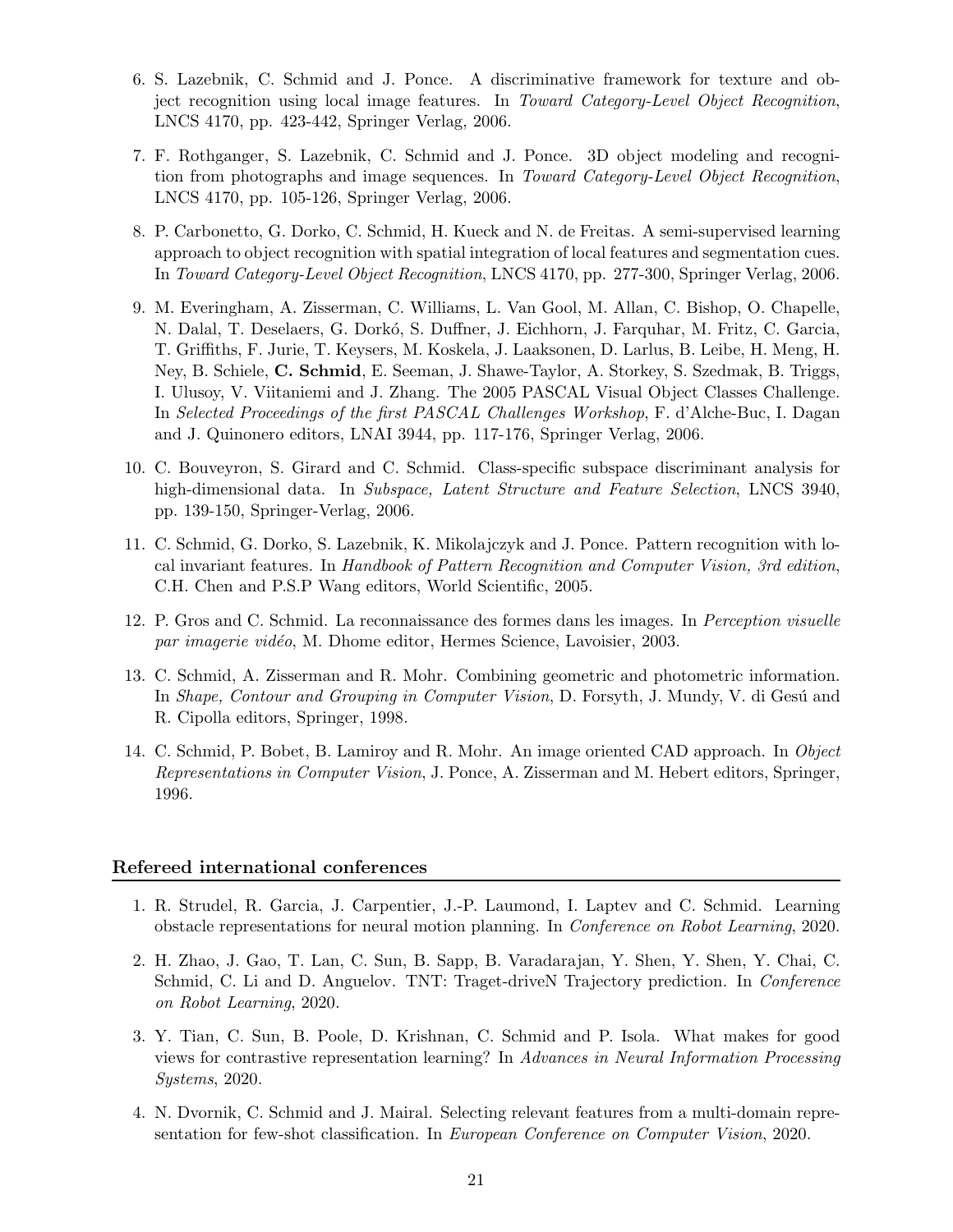6. S. Lazebnik, C. Schmid and J. Ponce. A discriminative framework for texture and object recognition using local image features. In *Toward Category-Level Object Recognition*, LNCS 4170, pp. 423-442, Springer Verlag, 2006.

7. F. Rothganger, S. Lazebnik, C. Schmid and J. Ponce. 3D object modeling and recognition from photographs and image sequences. In *Toward Category-Level Object Recognition*, LNCS 4170, pp. 105-126, Springer Verlag, 2006.

8. P. Carbonetto, G. Dorko, C. Schmid, H. Kueck and N. de Freitas. A semi-supervised learning approach to object recognition with spatial integration of local features and segmentation cues. In *Toward Category-Level Object Recognition*, LNCS 4170, pp. 277-300, Springer Verlag, 2006.

9. M. Everingham, A. Zisserman, C. Williams, L. Van Gool, M. Allan, C. Bishop, O. Chapelle, N. Dalal, T. Deselaers, G. Dorkó, S. Duffner, J. Eichhorn, J. Farquhar, M. Fritz, C. Garcia, T. Griffiths, F. Jurie, T. Keysers, M. Koskela, J. Laaksonen, D. Larlus, B. Leibe, H. Meng, H. Ney, B. Schiele, **C. Schmid**, E. Seeman, J. Shawe-Taylor, A. Storkey, S. Szedmak, B. Triggs, I. Ulusoy, V. Viitaniemi and J. Zhang. The 2005 PASCAL Visual Object Classes Challenge. In *Selected Proceedings of the first PASCAL Challenges Workshop*, F. d'Alche-Buc, I. Dagan and J. Quinonero editors, LNAI 3944, pp. 117-176, Springer Verlag, 2006.

10. C. Bouveyron, S. Girard and C. Schmid. Class-specific subspace discriminant analysis for high-dimensional data. In *Subspace, Latent Structure and Feature Selection*, LNCS 3940, pp. 139-150, Springer-Verlag, 2006.

11. C. Schmid, G. Dorko, S. Lazebnik, K. Mikolajczyk and J. Ponce. Pattern recognition with local invariant features. In *Handbook of Pattern Recognition and Computer Vision, 3rd edition*, C.H. Chen and P.S.P Wang editors, World Scientific, 2005.

12. P. Gros and C. Schmid. La reconnaissance des formes dans les images. In *Perception visuelle par imagerie vidéo*, M. Dhome editor, Hermes Science, Lavoisier, 2003.

13. C. Schmid, A. Zisserman and R. Mohr. Combining geometric and photometric information. In *Shape, Contour and Grouping in Computer Vision*, D. Forsyth, J. Mundy, V. di Gesú and R. Cipolla editors, Springer, 1998.

14. C. Schmid, P. Bobet, B. Lamiroy and R. Mohr. An image oriented CAD approach. In *Object Representations in Computer Vision*, J. Ponce, A. Zisserman and M. Hebert editors, Springer, 1996.

## Refereed international conferences

1. R. Strudel, R. Garcia, J. Carpentier, J.-P. Laumond, I. Laptev and C. Schmid. Learning obstacle representations for neural motion planning. In *Conference on Robot Learning*, 2020.

2. H. Zhao, J. Gao, T. Lan, C. Sun, B. Sapp, B. Varadarajan, Y. Shen, Y. Shen, Y. Chai, C. Schmid, C. Li and D. Anguelov. TNT: Traget-driveN Trajectory prediction. In *Conference on Robot Learning*, 2020.

3. Y. Tian, C. Sun, B. Poole, D. Krishnan, C. Schmid and P. Isola. What makes for good views for contrastive representation learning? In *Advances in Neural Information Processing Systems*, 2020.

4. N. Dvornik, C. Schmid and J. Mairal. Selecting relevant features from a multi-domain representation for few-shot classification. In *European Conference on Computer Vision*, 2020.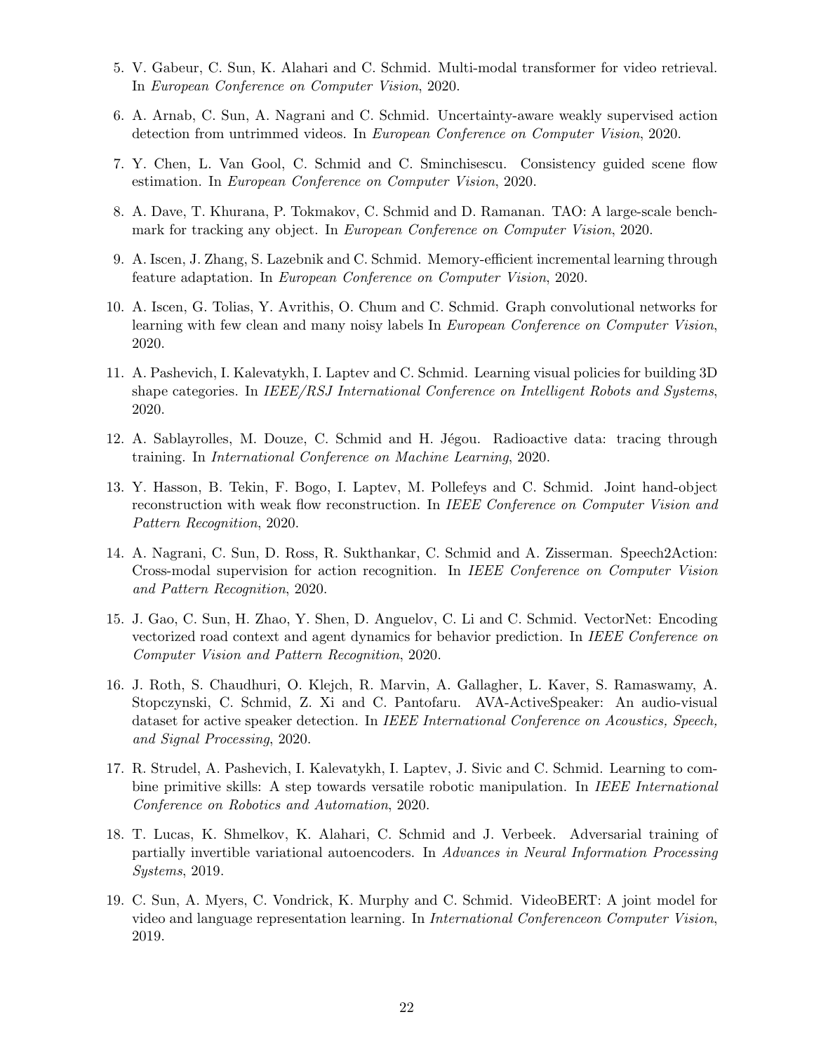5. V. Gabeur, C. Sun, K. Alahari and C. Schmid. Multi-modal transformer for video retrieval. In *European Conference on Computer Vision*, 2020.
6. A. Arnab, C. Sun, A. Nagrani and C. Schmid. Uncertainty-aware weakly supervised action detection from untrimmed videos. In *European Conference on Computer Vision*, 2020.
7. Y. Chen, L. Van Gool, C. Schmid and C. Sminchisescu. Consistency guided scene flow estimation. In *European Conference on Computer Vision*, 2020.
8. A. Dave, T. Khurana, P. Tokmakov, C. Schmid and D. Ramanan. TAO: A large-scale benchmark for tracking any object. In *European Conference on Computer Vision*, 2020.
9. A. Iscen, J. Zhang, S. Lazebnik and C. Schmid. Memory-efficient incremental learning through feature adaptation. In *European Conference on Computer Vision*, 2020.
10. A. Iscen, G. Tolias, Y. Avrithis, O. Chum and C. Schmid. Graph convolutional networks for learning with few clean and many noisy labels In *European Conference on Computer Vision*, 2020.
11. A. Pashevich, I. Kalevatykh, I. Laptev and C. Schmid. Learning visual policies for building 3D shape categories. In *IEEE/RSJ International Conference on Intelligent Robots and Systems*, 2020.
12. A. Sablayrolles, M. Douze, C. Schmid and H. Jégou. Radioactive data: tracing through training. In *International Conference on Machine Learning*, 2020.
13. Y. Hasson, B. Tekin, F. Bogo, I. Laptev, M. Pollefeys and C. Schmid. Joint hand-object reconstruction with weak flow reconstruction. In *IEEE Conference on Computer Vision and Pattern Recognition*, 2020.
14. A. Nagrani, C. Sun, D. Ross, R. Sukthankar, C. Schmid and A. Zisserman. Speech2Action: Cross-modal supervision for action recognition. In *IEEE Conference on Computer Vision and Pattern Recognition*, 2020.
15. J. Gao, C. Sun, H. Zhao, Y. Shen, D. Anguelov, C. Li and C. Schmid. VectorNet: Encoding vectorized road context and agent dynamics for behavior prediction. In *IEEE Conference on Computer Vision and Pattern Recognition*, 2020.
16. J. Roth, S. Chaudhuri, O. Klejch, R. Marvin, A. Gallagher, L. Kaver, S. Ramaswamy, A. Stopczynski, C. Schmid, Z. Xi and C. Pantofaru. AVA-ActiveSpeaker: An audio-visual dataset for active speaker detection. In *IEEE International Conference on Acoustics, Speech, and Signal Processing*, 2020.
17. R. Strudel, A. Pashevich, I. Kalevatykh, I. Laptev, J. Sivic and C. Schmid. Learning to combine primitive skills: A step towards versatile robotic manipulation. In *IEEE International Conference on Robotics and Automation*, 2020.
18. T. Lucas, K. Shmelkov, K. Alahari, C. Schmid and J. Verbeek. Adversarial training of partially invertible variational autoencoders. In *Advances in Neural Information Processing Systems*, 2019.
19. C. Sun, A. Myers, C. Vondrick, K. Murphy and C. Schmid. VideoBERT: A joint model for video and language representation learning. In *International Conferenceon Computer Vision*, 2019.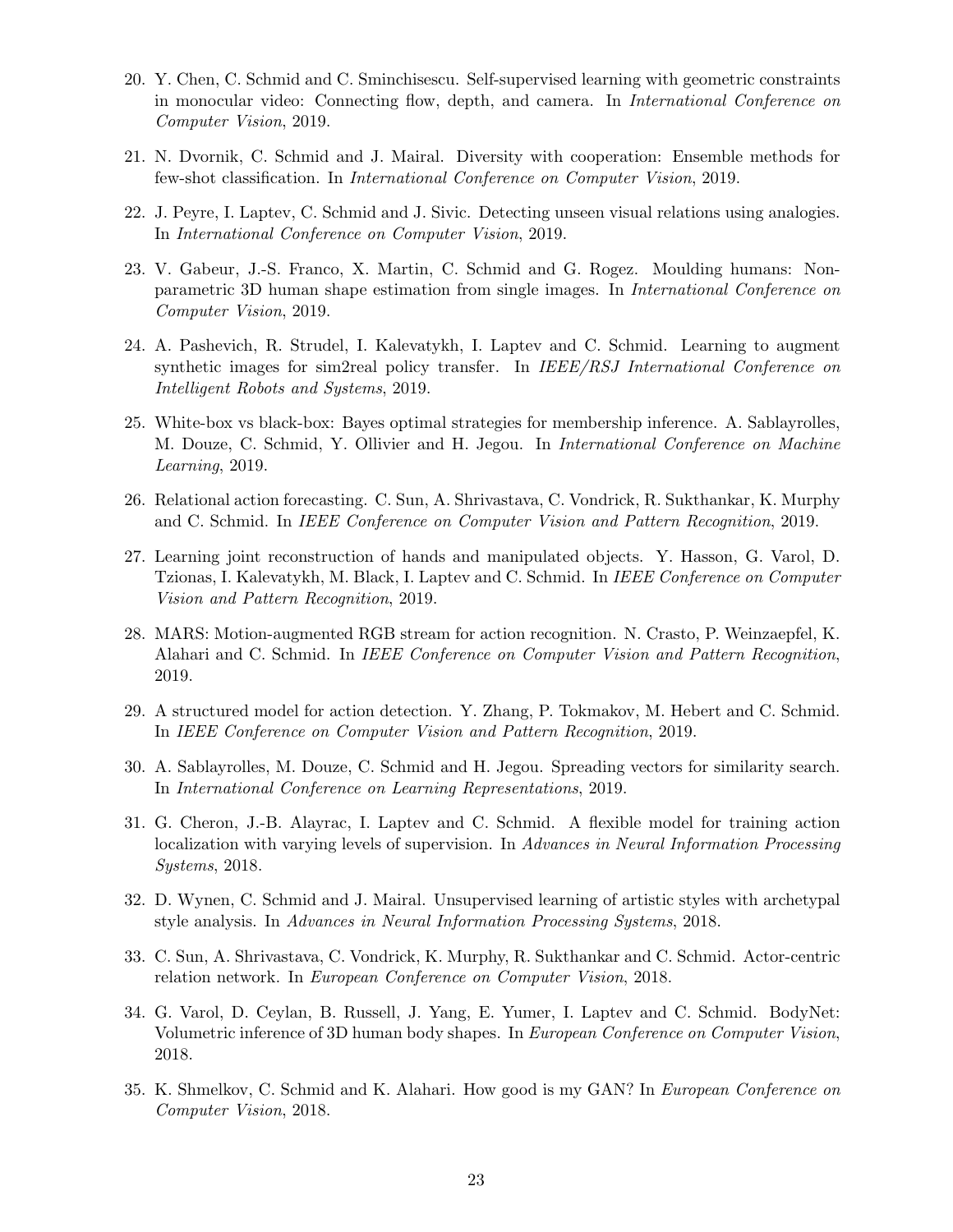20. Y. Chen, C. Schmid and C. Sminchisescu. Self-supervised learning with geometric constraints in monocular video: Connecting flow, depth, and camera. In *International Conference on Computer Vision*, 2019.

21. N. Dvornik, C. Schmid and J. Mairal. Diversity with cooperation: Ensemble methods for few-shot classification. In *International Conference on Computer Vision*, 2019.

22. J. Peyre, I. Laptev, C. Schmid and J. Sivic. Detecting unseen visual relations using analogies. In *International Conference on Computer Vision*, 2019.

23. V. Gabeur, J.-S. Franco, X. Martin, C. Schmid and G. Rogez. Moulding humans: Non-parametric 3D human shape estimation from single images. In *International Conference on Computer Vision*, 2019.

24. A. Pashevich, R. Strudel, I. Kalevatykh, I. Laptev and C. Schmid. Learning to augment synthetic images for sim2real policy transfer. In *IEEE/RSJ International Conference on Intelligent Robots and Systems*, 2019.

25. White-box vs black-box: Bayes optimal strategies for membership inference. A. Sablayrolles, M. Douze, C. Schmid, Y. Ollivier and H. Jegou. In *International Conference on Machine Learning*, 2019.

26. Relational action forecasting. C. Sun, A. Shrivastava, C. Vondrick, R. Sukthankar, K. Murphy and C. Schmid. In *IEEE Conference on Computer Vision and Pattern Recognition*, 2019.

27. Learning joint reconstruction of hands and manipulated objects. Y. Hasson, G. Varol, D. Tzionas, I. Kalevatykh, M. Black, I. Laptev and C. Schmid. In *IEEE Conference on Computer Vision and Pattern Recognition*, 2019.

28. MARS: Motion-augmented RGB stream for action recognition. N. Crasto, P. Weinzaepfel, K. Alahari and C. Schmid. In *IEEE Conference on Computer Vision and Pattern Recognition*, 2019.

29. A structured model for action detection. Y. Zhang, P. Tokmakov, M. Hebert and C. Schmid. In *IEEE Conference on Computer Vision and Pattern Recognition*, 2019.

30. A. Sablayrolles, M. Douze, C. Schmid and H. Jegou. Spreading vectors for similarity search. In *International Conference on Learning Representations*, 2019.

31. G. Cheron, J.-B. Alayrac, I. Laptev and C. Schmid. A flexible model for training action localization with varying levels of supervision. In *Advances in Neural Information Processing Systems*, 2018.

32. D. Wynen, C. Schmid and J. Mairal. Unsupervised learning of artistic styles with archetypal style analysis. In *Advances in Neural Information Processing Systems*, 2018.

33. C. Sun, A. Shrivastava, C. Vondrick, K. Murphy, R. Sukthankar and C. Schmid. Actor-centric relation network. In *European Conference on Computer Vision*, 2018.

34. G. Varol, D. Ceylan, B. Russell, J. Yang, E. Yumer, I. Laptev and C. Schmid. BodyNet: Volumetric inference of 3D human body shapes. In *European Conference on Computer Vision*, 2018.

35. K. Shmelkov, C. Schmid and K. Alahari. How good is my GAN? In *European Conference on Computer Vision*, 2018.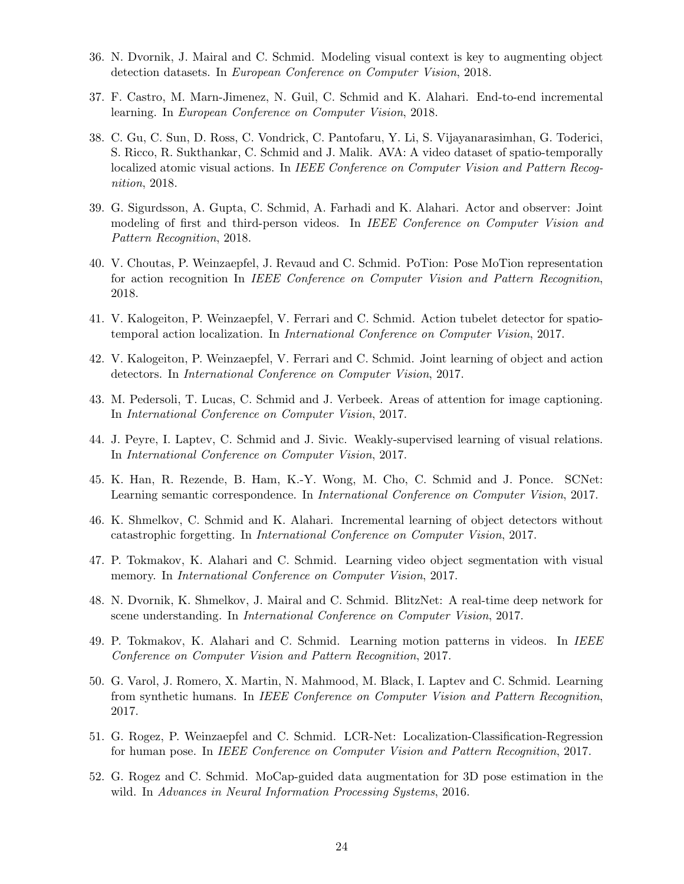36. N. Dvornik, J. Mairal and C. Schmid. Modeling visual context is key to augmenting object detection datasets. In *European Conference on Computer Vision*, 2018.

37. F. Castro, M. Marn-Jimenez, N. Guil, C. Schmid and K. Alahari. End-to-end incremental learning. In *European Conference on Computer Vision*, 2018.

38. C. Gu, C. Sun, D. Ross, C. Vondrick, C. Pantofaru, Y. Li, S. Vijayanarasimhan, G. Toderici, S. Ricco, R. Sukthankar, C. Schmid and J. Malik. AVA: A video dataset of spatio-temporally localized atomic visual actions. In *IEEE Conference on Computer Vision and Pattern Recognition*, 2018.

39. G. Sigurdsson, A. Gupta, C. Schmid, A. Farhadi and K. Alahari. Actor and observer: Joint modeling of first and third-person videos. In *IEEE Conference on Computer Vision and Pattern Recognition*, 2018.

40. V. Choutas, P. Weinzaepfel, J. Revaud and C. Schmid. PoTion: Pose MoTion representation for action recognition In *IEEE Conference on Computer Vision and Pattern Recognition*, 2018.

41. V. Kalogeiton, P. Weinzaepfel, V. Ferrari and C. Schmid. Action tubelet detector for spatio-temporal action localization. In *International Conference on Computer Vision*, 2017.

42. V. Kalogeiton, P. Weinzaepfel, V. Ferrari and C. Schmid. Joint learning of object and action detectors. In *International Conference on Computer Vision*, 2017.

43. M. Pedersoli, T. Lucas, C. Schmid and J. Verbeek. Areas of attention for image captioning. In *International Conference on Computer Vision*, 2017.

44. J. Peyre, I. Laptev, C. Schmid and J. Sivic. Weakly-supervised learning of visual relations. In *International Conference on Computer Vision*, 2017.

45. K. Han, R. Rezende, B. Ham, K.-Y. Wong, M. Cho, C. Schmid and J. Ponce. SCNet: Learning semantic correspondence. In *International Conference on Computer Vision*, 2017.

46. K. Shmelkov, C. Schmid and K. Alahari. Incremental learning of object detectors without catastrophic forgetting. In *International Conference on Computer Vision*, 2017.

47. P. Tokmakov, K. Alahari and C. Schmid. Learning video object segmentation with visual memory. In *International Conference on Computer Vision*, 2017.

48. N. Dvornik, K. Shmelkov, J. Mairal and C. Schmid. BlitzNet: A real-time deep network for scene understanding. In *International Conference on Computer Vision*, 2017.

49. P. Tokmakov, K. Alahari and C. Schmid. Learning motion patterns in videos. In *IEEE Conference on Computer Vision and Pattern Recognition*, 2017.

50. G. Varol, J. Romero, X. Martin, N. Mahmood, M. Black, I. Laptev and C. Schmid. Learning from synthetic humans. In *IEEE Conference on Computer Vision and Pattern Recognition*, 2017.

51. G. Rogez, P. Weinzaepfel and C. Schmid. LCR-Net: Localization-Classification-Regression for human pose. In *IEEE Conference on Computer Vision and Pattern Recognition*, 2017.

52. G. Rogez and C. Schmid. MoCap-guided data augmentation for 3D pose estimation in the wild. In *Advances in Neural Information Processing Systems*, 2016.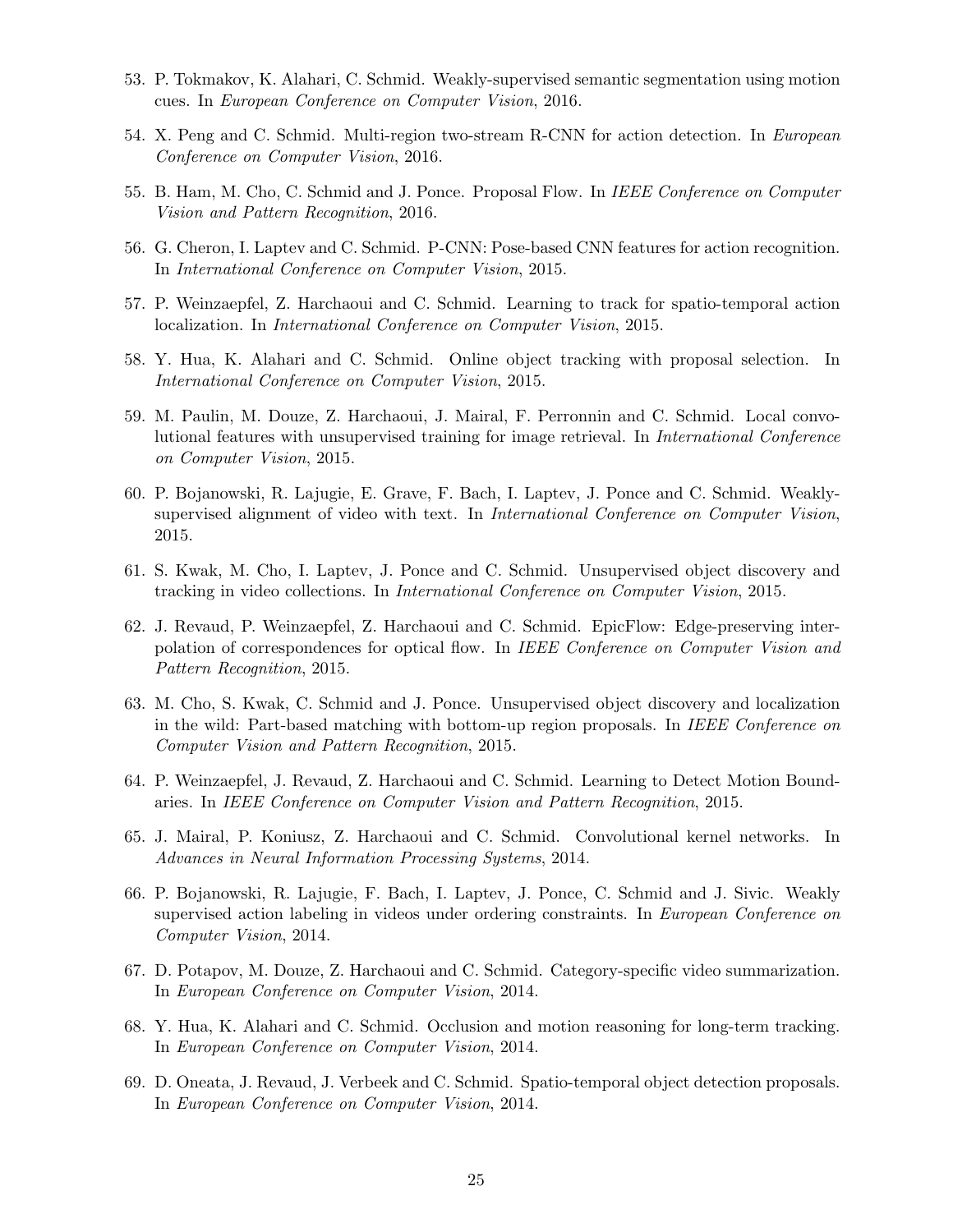53. P. Tokmakov, K. Alahari, C. Schmid. Weakly-supervised semantic segmentation using motion cues. In *European Conference on Computer Vision*, 2016.

54. X. Peng and C. Schmid. Multi-region two-stream R-CNN for action detection. In *European Conference on Computer Vision*, 2016.

55. B. Ham, M. Cho, C. Schmid and J. Ponce. Proposal Flow. In *IEEE Conference on Computer Vision and Pattern Recognition*, 2016.

56. G. Cheron, I. Laptev and C. Schmid. P-CNN: Pose-based CNN features for action recognition. In *International Conference on Computer Vision*, 2015.

57. P. Weinzaepfel, Z. Harchaoui and C. Schmid. Learning to track for spatio-temporal action localization. In *International Conference on Computer Vision*, 2015.

58. Y. Hua, K. Alahari and C. Schmid. Online object tracking with proposal selection. In *International Conference on Computer Vision*, 2015.

59. M. Paulin, M. Douze, Z. Harchaoui, J. Mairal, F. Perronnin and C. Schmid. Local convolutional features with unsupervised training for image retrieval. In *International Conference on Computer Vision*, 2015.

60. P. Bojanowski, R. Lajugie, E. Grave, F. Bach, I. Laptev, J. Ponce and C. Schmid. Weakly-supervised alignment of video with text. In *International Conference on Computer Vision*, 2015.

61. S. Kwak, M. Cho, I. Laptev, J. Ponce and C. Schmid. Unsupervised object discovery and tracking in video collections. In *International Conference on Computer Vision*, 2015.

62. J. Revaud, P. Weinzaepfel, Z. Harchaoui and C. Schmid. EpicFlow: Edge-preserving interpolation of correspondences for optical flow. In *IEEE Conference on Computer Vision and Pattern Recognition*, 2015.

63. M. Cho, S. Kwak, C. Schmid and J. Ponce. Unsupervised object discovery and localization in the wild: Part-based matching with bottom-up region proposals. In *IEEE Conference on Computer Vision and Pattern Recognition*, 2015.

64. P. Weinzaepfel, J. Revaud, Z. Harchaoui and C. Schmid. Learning to Detect Motion Boundaries. In *IEEE Conference on Computer Vision and Pattern Recognition*, 2015.

65. J. Mairal, P. Koniusz, Z. Harchaoui and C. Schmid. Convolutional kernel networks. In *Advances in Neural Information Processing Systems*, 2014.

66. P. Bojanowski, R. Lajugie, F. Bach, I. Laptev, J. Ponce, C. Schmid and J. Sivic. Weakly supervised action labeling in videos under ordering constraints. In *European Conference on Computer Vision*, 2014.

67. D. Potapov, M. Douze, Z. Harchaoui and C. Schmid. Category-specific video summarization. In *European Conference on Computer Vision*, 2014.

68. Y. Hua, K. Alahari and C. Schmid. Occlusion and motion reasoning for long-term tracking. In *European Conference on Computer Vision*, 2014.

69. D. Oneata, J. Revaud, J. Verbeek and C. Schmid. Spatio-temporal object detection proposals. In *European Conference on Computer Vision*, 2014.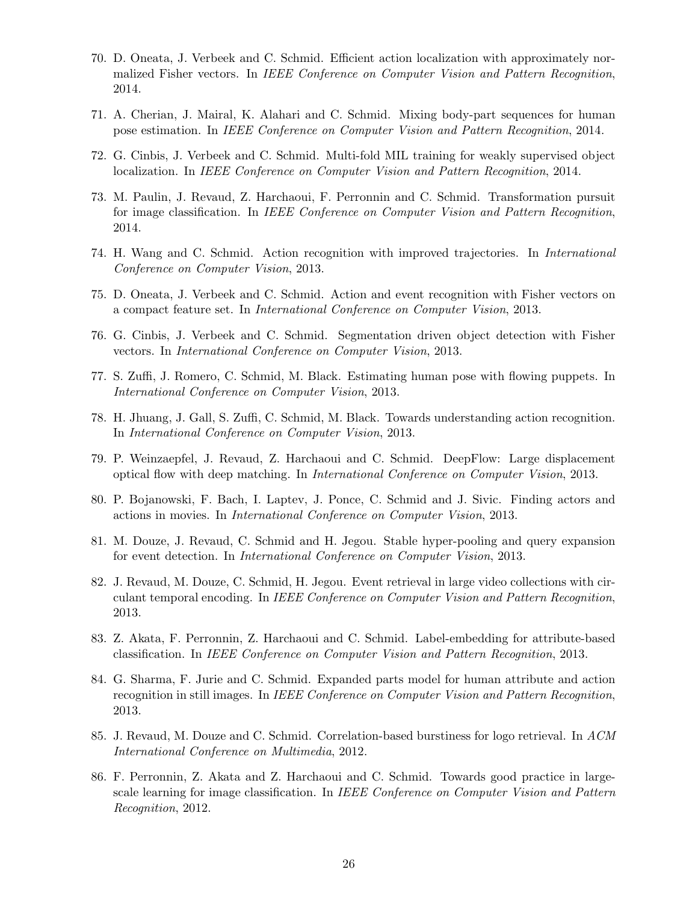70. D. Oneata, J. Verbeek and C. Schmid. Efficient action localization with approximately normalized Fisher vectors. In *IEEE Conference on Computer Vision and Pattern Recognition*, 2014.

71. A. Cherian, J. Mairal, K. Alahari and C. Schmid. Mixing body-part sequences for human pose estimation. In *IEEE Conference on Computer Vision and Pattern Recognition*, 2014.

72. G. Cinbis, J. Verbeek and C. Schmid. Multi-fold MIL training for weakly supervised object localization. In *IEEE Conference on Computer Vision and Pattern Recognition*, 2014.

73. M. Paulin, J. Revaud, Z. Harchaoui, F. Perronnin and C. Schmid. Transformation pursuit for image classification. In *IEEE Conference on Computer Vision and Pattern Recognition*, 2014.

74. H. Wang and C. Schmid. Action recognition with improved trajectories. In *International Conference on Computer Vision*, 2013.

75. D. Oneata, J. Verbeek and C. Schmid. Action and event recognition with Fisher vectors on a compact feature set. In *International Conference on Computer Vision*, 2013.

76. G. Cinbis, J. Verbeek and C. Schmid. Segmentation driven object detection with Fisher vectors. In *International Conference on Computer Vision*, 2013.

77. S. Zuffi, J. Romero, C. Schmid, M. Black. Estimating human pose with flowing puppets. In *International Conference on Computer Vision*, 2013.

78. H. Jhuang, J. Gall, S. Zuffi, C. Schmid, M. Black. Towards understanding action recognition. In *International Conference on Computer Vision*, 2013.

79. P. Weinzaepfel, J. Revaud, Z. Harchaoui and C. Schmid. DeepFlow: Large displacement optical flow with deep matching. In *International Conference on Computer Vision*, 2013.

80. P. Bojanowski, F. Bach, I. Laptev, J. Ponce, C. Schmid and J. Sivic. Finding actors and actions in movies. In *International Conference on Computer Vision*, 2013.

81. M. Douze, J. Revaud, C. Schmid and H. Jegou. Stable hyper-pooling and query expansion for event detection. In *International Conference on Computer Vision*, 2013.

82. J. Revaud, M. Douze, C. Schmid, H. Jegou. Event retrieval in large video collections with circulant temporal encoding. In *IEEE Conference on Computer Vision and Pattern Recognition*, 2013.

83. Z. Akata, F. Perronnin, Z. Harchaoui and C. Schmid. Label-embedding for attribute-based classification. In *IEEE Conference on Computer Vision and Pattern Recognition*, 2013.

84. G. Sharma, F. Jurie and C. Schmid. Expanded parts model for human attribute and action recognition in still images. In *IEEE Conference on Computer Vision and Pattern Recognition*, 2013.

85. J. Revaud, M. Douze and C. Schmid. Correlation-based burstiness for logo retrieval. In *ACM International Conference on Multimedia*, 2012.

86. F. Perronnin, Z. Akata and Z. Harchaoui and C. Schmid. Towards good practice in large-scale learning for image classification. In *IEEE Conference on Computer Vision and Pattern Recognition*, 2012.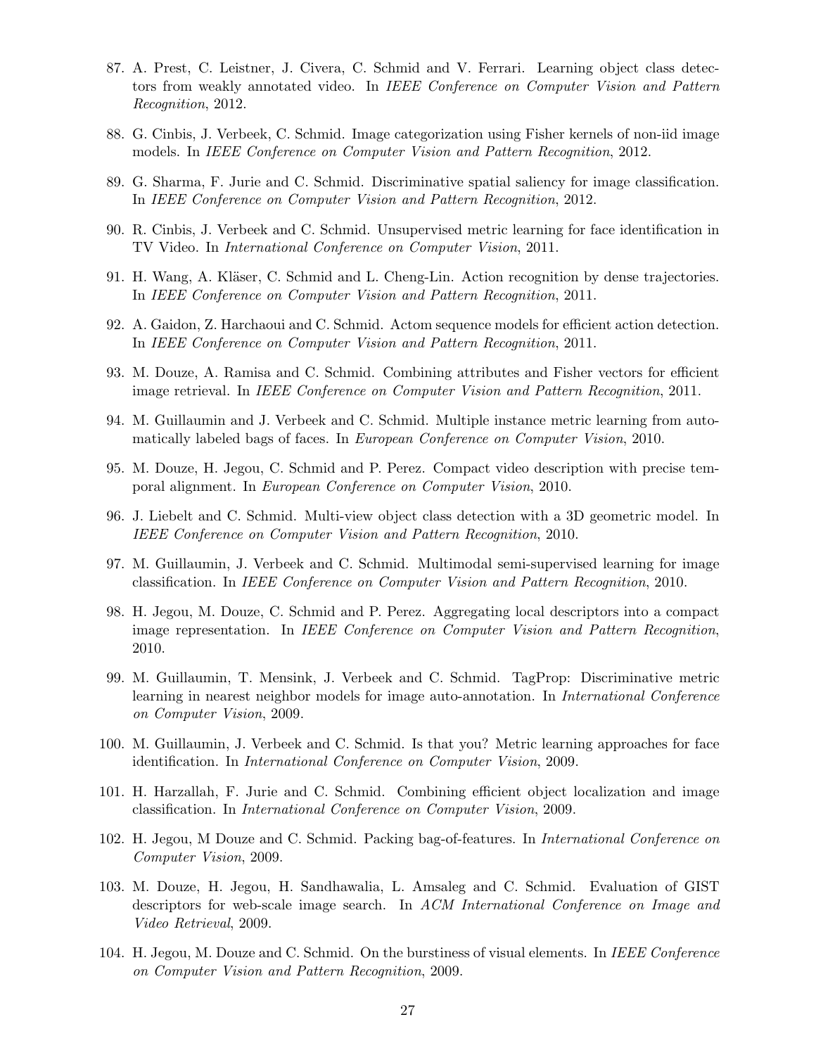87. A. Prest, C. Leistner, J. Civera, C. Schmid and V. Ferrari. Learning object class detectors from weakly annotated video. In *IEEE Conference on Computer Vision and Pattern Recognition*, 2012.

88. G. Cinbis, J. Verbeek, C. Schmid. Image categorization using Fisher kernels of non-iid image models. In *IEEE Conference on Computer Vision and Pattern Recognition*, 2012.

89. G. Sharma, F. Jurie and C. Schmid. Discriminative spatial saliency for image classification. In *IEEE Conference on Computer Vision and Pattern Recognition*, 2012.

90. R. Cinbis, J. Verbeek and C. Schmid. Unsupervised metric learning for face identification in TV Video. In *International Conference on Computer Vision*, 2011.

91. H. Wang, A. Kläser, C. Schmid and L. Cheng-Lin. Action recognition by dense trajectories. In *IEEE Conference on Computer Vision and Pattern Recognition*, 2011.

92. A. Gaidon, Z. Harchaoui and C. Schmid. Actom sequence models for efficient action detection. In *IEEE Conference on Computer Vision and Pattern Recognition*, 2011.

93. M. Douze, A. Ramisa and C. Schmid. Combining attributes and Fisher vectors for efficient image retrieval. In *IEEE Conference on Computer Vision and Pattern Recognition*, 2011.

94. M. Guillaumin and J. Verbeek and C. Schmid. Multiple instance metric learning from automatically labeled bags of faces. In *European Conference on Computer Vision*, 2010.

95. M. Douze, H. Jegou, C. Schmid and P. Perez. Compact video description with precise temporal alignment. In *European Conference on Computer Vision*, 2010.

96. J. Liebelt and C. Schmid. Multi-view object class detection with a 3D geometric model. In *IEEE Conference on Computer Vision and Pattern Recognition*, 2010.

97. M. Guillaumin, J. Verbeek and C. Schmid. Multimodal semi-supervised learning for image classification. In *IEEE Conference on Computer Vision and Pattern Recognition*, 2010.

98. H. Jegou, M. Douze, C. Schmid and P. Perez. Aggregating local descriptors into a compact image representation. In *IEEE Conference on Computer Vision and Pattern Recognition*, 2010.

99. M. Guillaumin, T. Mensink, J. Verbeek and C. Schmid. TagProp: Discriminative metric learning in nearest neighbor models for image auto-annotation. In *International Conference on Computer Vision*, 2009.

100. M. Guillaumin, J. Verbeek and C. Schmid. Is that you? Metric learning approaches for face identification. In *International Conference on Computer Vision*, 2009.

101. H. Harzallah, F. Jurie and C. Schmid. Combining efficient object localization and image classification. In *International Conference on Computer Vision*, 2009.

102. H. Jegou, M Douze and C. Schmid. Packing bag-of-features. In *International Conference on Computer Vision*, 2009.

103. M. Douze, H. Jegou, H. Sandhawalia, L. Amsaleg and C. Schmid. Evaluation of GIST descriptors for web-scale image search. In *ACM International Conference on Image and Video Retrieval*, 2009.

104. H. Jegou, M. Douze and C. Schmid. On the burstiness of visual elements. In *IEEE Conference on Computer Vision and Pattern Recognition*, 2009.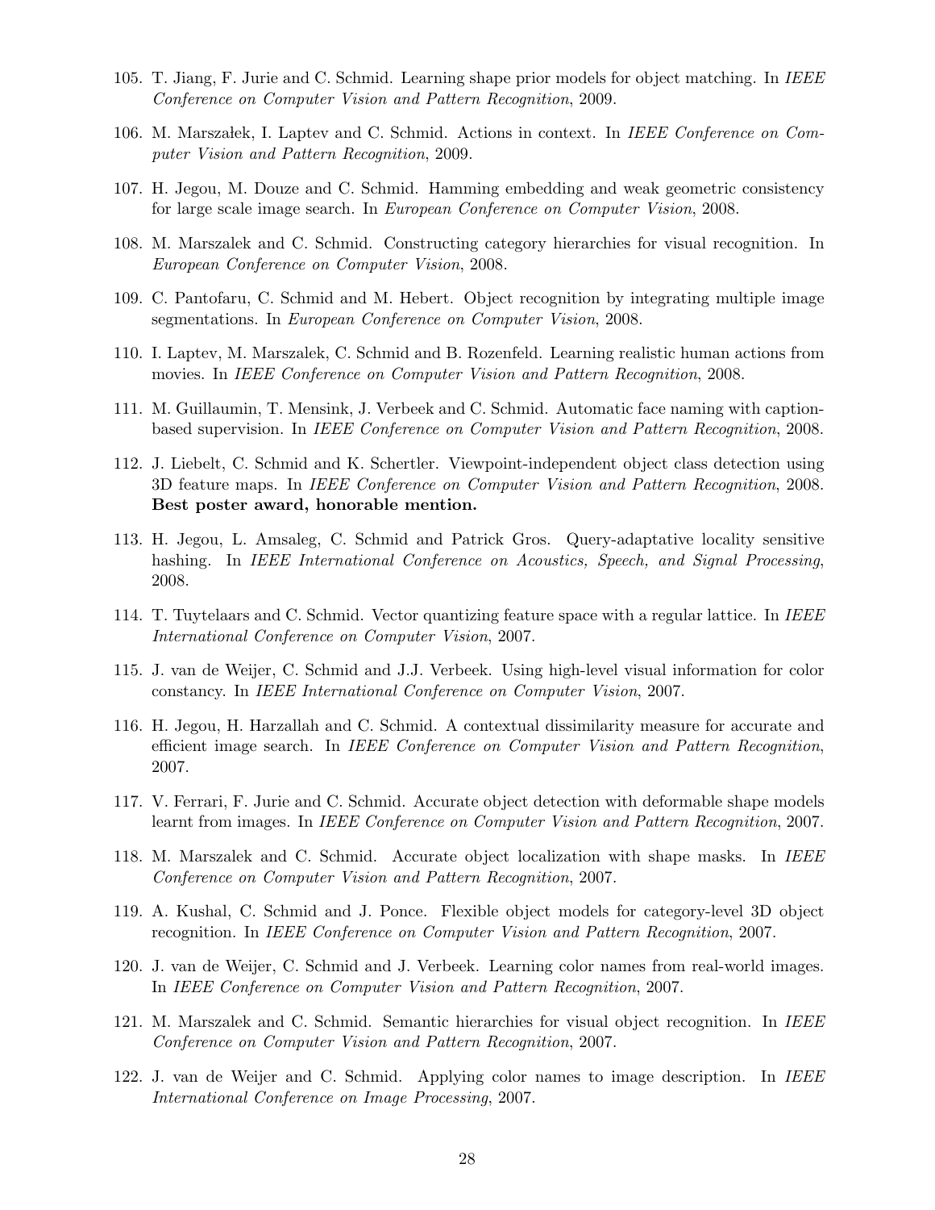105. T. Jiang, F. Jurie and C. Schmid. Learning shape prior models for object matching. In *IEEE Conference on Computer Vision and Pattern Recognition*, 2009.

106. M. Marszałek, I. Laptev and C. Schmid. Actions in context. In *IEEE Conference on Computer Vision and Pattern Recognition*, 2009.

107. H. Jegou, M. Douze and C. Schmid. Hamming embedding and weak geometric consistency for large scale image search. In *European Conference on Computer Vision*, 2008.

108. M. Marszalek and C. Schmid. Constructing category hierarchies for visual recognition. In *European Conference on Computer Vision*, 2008.

109. C. Pantofaru, C. Schmid and M. Hebert. Object recognition by integrating multiple image segmentations. In *European Conference on Computer Vision*, 2008.

110. I. Laptev, M. Marszalek, C. Schmid and B. Rozenfeld. Learning realistic human actions from movies. In *IEEE Conference on Computer Vision and Pattern Recognition*, 2008.

111. M. Guillaumin, T. Mensink, J. Verbeek and C. Schmid. Automatic face naming with caption-based supervision. In *IEEE Conference on Computer Vision and Pattern Recognition*, 2008.

112. J. Liebelt, C. Schmid and K. Schertler. Viewpoint-independent object class detection using 3D feature maps. In *IEEE Conference on Computer Vision and Pattern Recognition*, 2008. **Best poster award, honorable mention.**

113. H. Jegou, L. Amsaleg, C. Schmid and Patrick Gros. Query-adaptative locality sensitive hashing. In *IEEE International Conference on Acoustics, Speech, and Signal Processing*, 2008.

114. T. Tuytelaars and C. Schmid. Vector quantizing feature space with a regular lattice. In *IEEE International Conference on Computer Vision*, 2007.

115. J. van de Weijer, C. Schmid and J.J. Verbeek. Using high-level visual information for color constancy. In *IEEE International Conference on Computer Vision*, 2007.

116. H. Jegou, H. Harzallah and C. Schmid. A contextual dissimilarity measure for accurate and efficient image search. In *IEEE Conference on Computer Vision and Pattern Recognition*, 2007.

117. V. Ferrari, F. Jurie and C. Schmid. Accurate object detection with deformable shape models learnt from images. In *IEEE Conference on Computer Vision and Pattern Recognition*, 2007.

118. M. Marszalek and C. Schmid. Accurate object localization with shape masks. In *IEEE Conference on Computer Vision and Pattern Recognition*, 2007.

119. A. Kushal, C. Schmid and J. Ponce. Flexible object models for category-level 3D object recognition. In *IEEE Conference on Computer Vision and Pattern Recognition*, 2007.

120. J. van de Weijer, C. Schmid and J. Verbeek. Learning color names from real-world images. In *IEEE Conference on Computer Vision and Pattern Recognition*, 2007.

121. M. Marszalek and C. Schmid. Semantic hierarchies for visual object recognition. In *IEEE Conference on Computer Vision and Pattern Recognition*, 2007.

122. J. van de Weijer and C. Schmid. Applying color names to image description. In *IEEE International Conference on Image Processing*, 2007.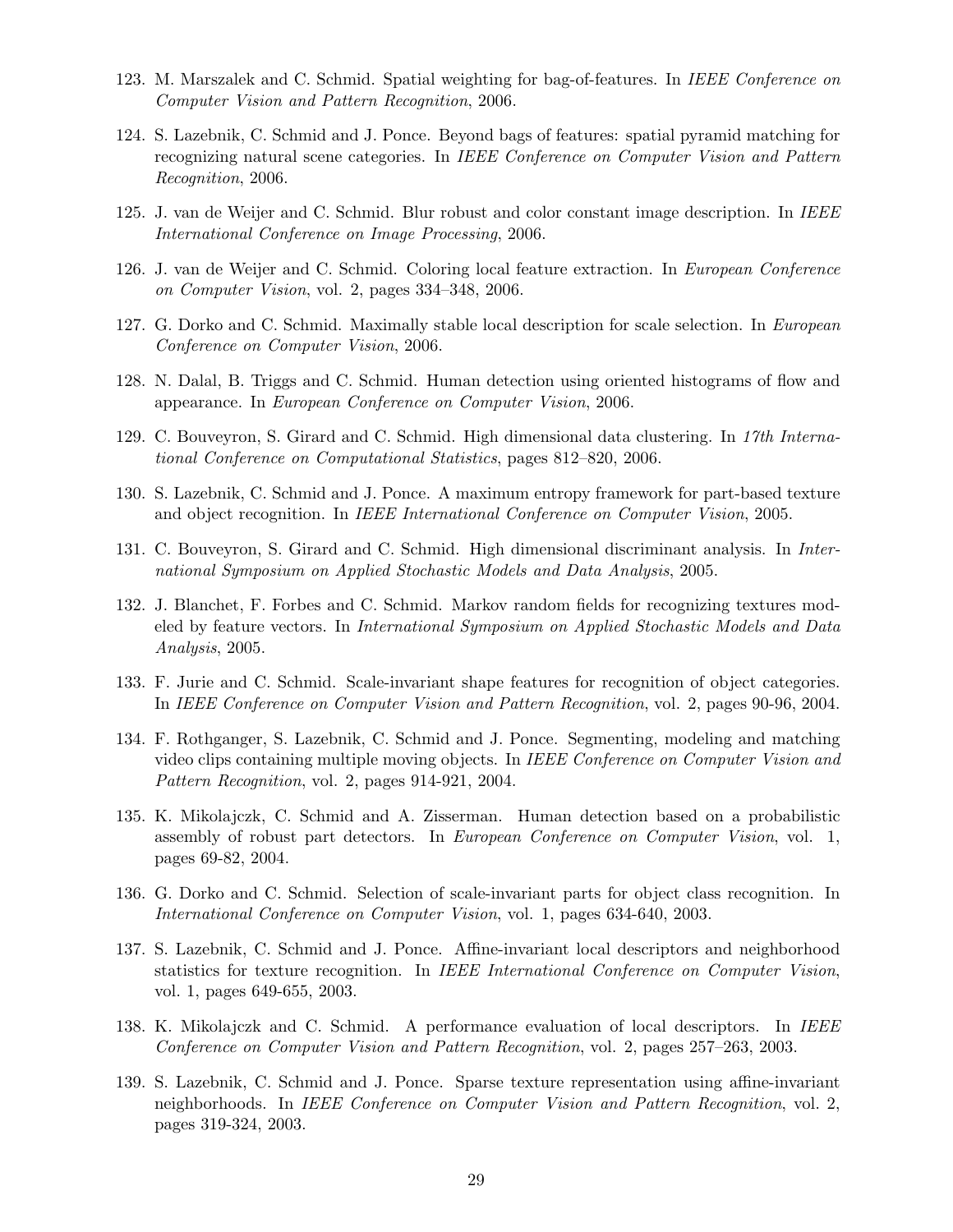123. M. Marszalek and C. Schmid. Spatial weighting for bag-of-features. In *IEEE Conference on Computer Vision and Pattern Recognition*, 2006.

124. S. Lazebnik, C. Schmid and J. Ponce. Beyond bags of features: spatial pyramid matching for recognizing natural scene categories. In *IEEE Conference on Computer Vision and Pattern Recognition*, 2006.

125. J. van de Weijer and C. Schmid. Blur robust and color constant image description. In *IEEE International Conference on Image Processing*, 2006.

126. J. van de Weijer and C. Schmid. Coloring local feature extraction. In *European Conference on Computer Vision*, vol. 2, pages 334–348, 2006.

127. G. Dorko and C. Schmid. Maximally stable local description for scale selection. In *European Conference on Computer Vision*, 2006.

128. N. Dalal, B. Triggs and C. Schmid. Human detection using oriented histograms of flow and appearance. In *European Conference on Computer Vision*, 2006.

129. C. Bouveyron, S. Girard and C. Schmid. High dimensional data clustering. In *17th International Conference on Computational Statistics*, pages 812–820, 2006.

130. S. Lazebnik, C. Schmid and J. Ponce. A maximum entropy framework for part-based texture and object recognition. In *IEEE International Conference on Computer Vision*, 2005.

131. C. Bouveyron, S. Girard and C. Schmid. High dimensional discriminant analysis. In *International Symposium on Applied Stochastic Models and Data Analysis*, 2005.

132. J. Blanchet, F. Forbes and C. Schmid. Markov random fields for recognizing textures modeled by feature vectors. In *International Symposium on Applied Stochastic Models and Data Analysis*, 2005.

133. F. Jurie and C. Schmid. Scale-invariant shape features for recognition of object categories. In *IEEE Conference on Computer Vision and Pattern Recognition*, vol. 2, pages 90-96, 2004.

134. F. Rothganger, S. Lazebnik, C. Schmid and J. Ponce. Segmenting, modeling and matching video clips containing multiple moving objects. In *IEEE Conference on Computer Vision and Pattern Recognition*, vol. 2, pages 914-921, 2004.

135. K. Mikolajczk, C. Schmid and A. Zisserman. Human detection based on a probabilistic assembly of robust part detectors. In *European Conference on Computer Vision*, vol. 1, pages 69-82, 2004.

136. G. Dorko and C. Schmid. Selection of scale-invariant parts for object class recognition. In *International Conference on Computer Vision*, vol. 1, pages 634-640, 2003.

137. S. Lazebnik, C. Schmid and J. Ponce. Affine-invariant local descriptors and neighborhood statistics for texture recognition. In *IEEE International Conference on Computer Vision*, vol. 1, pages 649-655, 2003.

138. K. Mikolajczk and C. Schmid. A performance evaluation of local descriptors. In *IEEE Conference on Computer Vision and Pattern Recognition*, vol. 2, pages 257–263, 2003.

139. S. Lazebnik, C. Schmid and J. Ponce. Sparse texture representation using affine-invariant neighborhoods. In *IEEE Conference on Computer Vision and Pattern Recognition*, vol. 2, pages 319-324, 2003.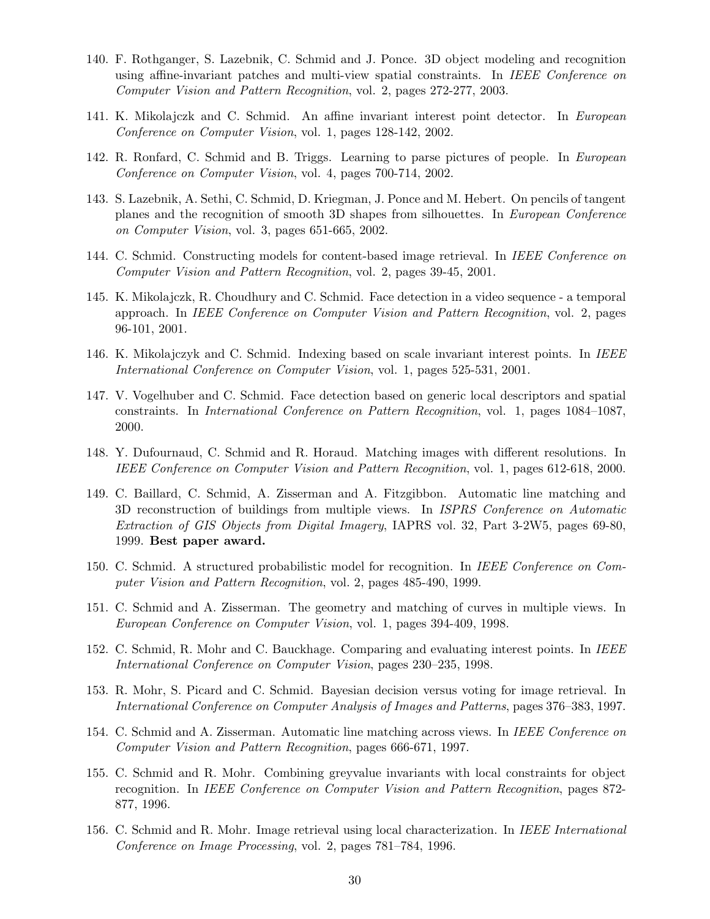140. F. Rothganger, S. Lazebnik, C. Schmid and J. Ponce. 3D object modeling and recognition using affine-invariant patches and multi-view spatial constraints. In *IEEE Conference on Computer Vision and Pattern Recognition*, vol. 2, pages 272-277, 2003.

141. K. Mikolajczk and C. Schmid. An affine invariant interest point detector. In *European Conference on Computer Vision*, vol. 1, pages 128-142, 2002.

142. R. Ronfard, C. Schmid and B. Triggs. Learning to parse pictures of people. In *European Conference on Computer Vision*, vol. 4, pages 700-714, 2002.

143. S. Lazebnik, A. Sethi, C. Schmid, D. Kriegman, J. Ponce and M. Hebert. On pencils of tangent planes and the recognition of smooth 3D shapes from silhouettes. In *European Conference on Computer Vision*, vol. 3, pages 651-665, 2002.

144. C. Schmid. Constructing models for content-based image retrieval. In *IEEE Conference on Computer Vision and Pattern Recognition*, vol. 2, pages 39-45, 2001.

145. K. Mikolajczk, R. Choudhury and C. Schmid. Face detection in a video sequence - a temporal approach. In *IEEE Conference on Computer Vision and Pattern Recognition*, vol. 2, pages 96-101, 2001.

146. K. Mikolajczyk and C. Schmid. Indexing based on scale invariant interest points. In *IEEE International Conference on Computer Vision*, vol. 1, pages 525-531, 2001.

147. V. Vogelhuber and C. Schmid. Face detection based on generic local descriptors and spatial constraints. In *International Conference on Pattern Recognition*, vol. 1, pages 1084–1087, 2000.

148. Y. Dufournaud, C. Schmid and R. Horaud. Matching images with different resolutions. In *IEEE Conference on Computer Vision and Pattern Recognition*, vol. 1, pages 612-618, 2000.

149. C. Baillard, C. Schmid, A. Zisserman and A. Fitzgibbon. Automatic line matching and 3D reconstruction of buildings from multiple views. In *ISPRS Conference on Automatic Extraction of GIS Objects from Digital Imagery*, IAPRS vol. 32, Part 3-2W5, pages 69-80, 1999. **Best paper award.**

150. C. Schmid. A structured probabilistic model for recognition. In *IEEE Conference on Computer Vision and Pattern Recognition*, vol. 2, pages 485-490, 1999.

151. C. Schmid and A. Zisserman. The geometry and matching of curves in multiple views. In *European Conference on Computer Vision*, vol. 1, pages 394-409, 1998.

152. C. Schmid, R. Mohr and C. Bauckhage. Comparing and evaluating interest points. In *IEEE International Conference on Computer Vision*, pages 230–235, 1998.

153. R. Mohr, S. Picard and C. Schmid. Bayesian decision versus voting for image retrieval. In *International Conference on Computer Analysis of Images and Patterns*, pages 376–383, 1997.

154. C. Schmid and A. Zisserman. Automatic line matching across views. In *IEEE Conference on Computer Vision and Pattern Recognition*, pages 666-671, 1997.

155. C. Schmid and R. Mohr. Combining greyvalue invariants with local constraints for object recognition. In *IEEE Conference on Computer Vision and Pattern Recognition*, pages 872-877, 1996.

156. C. Schmid and R. Mohr. Image retrieval using local characterization. In *IEEE International Conference on Image Processing*, vol. 2, pages 781–784, 1996.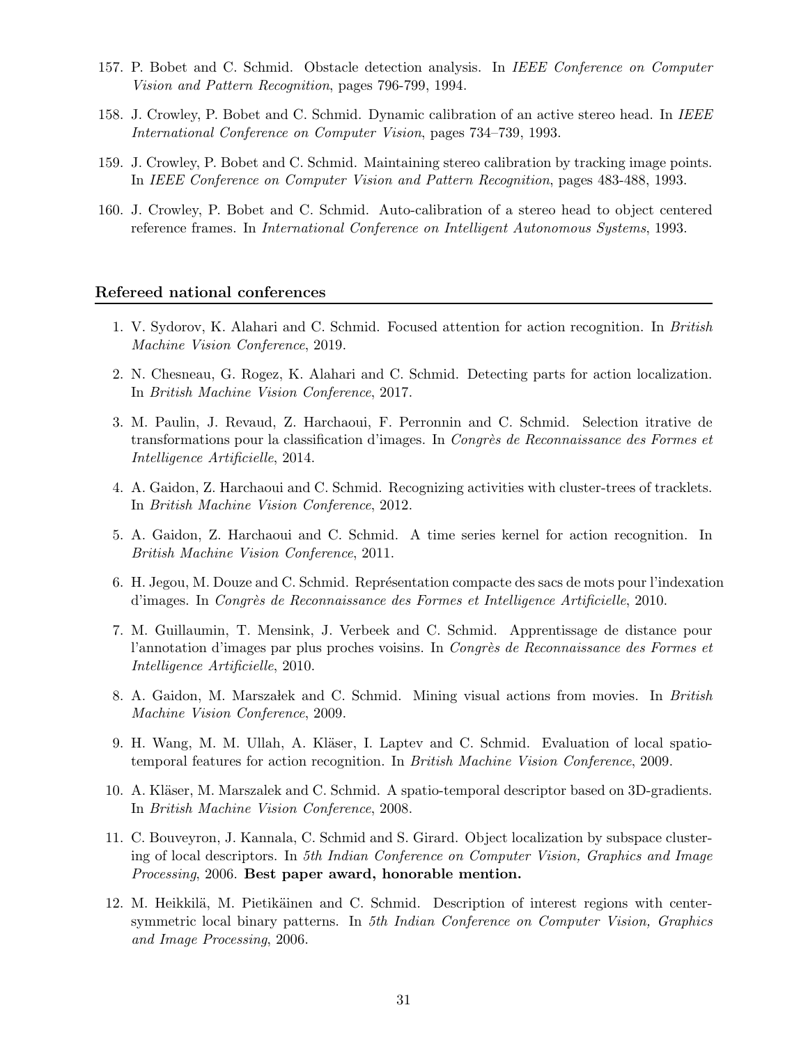157. P. Bobet and C. Schmid. Obstacle detection analysis. In *IEEE Conference on Computer Vision and Pattern Recognition*, pages 796-799, 1994.

158. J. Crowley, P. Bobet and C. Schmid. Dynamic calibration of an active stereo head. In *IEEE International Conference on Computer Vision*, pages 734–739, 1993.

159. J. Crowley, P. Bobet and C. Schmid. Maintaining stereo calibration by tracking image points. In *IEEE Conference on Computer Vision and Pattern Recognition*, pages 483-488, 1993.

160. J. Crowley, P. Bobet and C. Schmid. Auto-calibration of a stereo head to object centered reference frames. In *International Conference on Intelligent Autonomous Systems*, 1993.

## Refereed national conferences

1. V. Sydorov, K. Alahari and C. Schmid. Focused attention for action recognition. In *British Machine Vision Conference*, 2019.

2. N. Chesneau, G. Rogez, K. Alahari and C. Schmid. Detecting parts for action localization. In *British Machine Vision Conference*, 2017.

3. M. Paulin, J. Revaud, Z. Harchaoui, F. Perronnin and C. Schmid. Selection itrative de transformations pour la classification d'images. In *Congrès de Reconnaissance des Formes et Intelligence Artificielle*, 2014.

4. A. Gaidon, Z. Harchaoui and C. Schmid. Recognizing activities with cluster-trees of tracklets. In *British Machine Vision Conference*, 2012.

5. A. Gaidon, Z. Harchaoui and C. Schmid. A time series kernel for action recognition. In *British Machine Vision Conference*, 2011.

6. H. Jegou, M. Douze and C. Schmid. Représentation compacte des sacs de mots pour l'indexation d'images. In *Congrès de Reconnaissance des Formes et Intelligence Artificielle*, 2010.

7. M. Guillaumin, T. Mensink, J. Verbeek and C. Schmid. Apprentissage de distance pour l'annotation d'images par plus proches voisins. In *Congrès de Reconnaissance des Formes et Intelligence Artificielle*, 2010.

8. A. Gaidon, M. Marszałek and C. Schmid. Mining visual actions from movies. In *British Machine Vision Conference*, 2009.

9. H. Wang, M. M. Ullah, A. Kläser, I. Laptev and C. Schmid. Evaluation of local spatio-temporal features for action recognition. In *British Machine Vision Conference*, 2009.

10. A. Kläser, M. Marszalek and C. Schmid. A spatio-temporal descriptor based on 3D-gradients. In *British Machine Vision Conference*, 2008.

11. C. Bouveyron, J. Kannala, C. Schmid and S. Girard. Object localization by subspace clustering of local descriptors. In *5th Indian Conference on Computer Vision, Graphics and Image Processing*, 2006. **Best paper award, honorable mention.**

12. M. Heikkilä, M. Pietikäinen and C. Schmid. Description of interest regions with center-symmetric local binary patterns. In *5th Indian Conference on Computer Vision, Graphics and Image Processing*, 2006.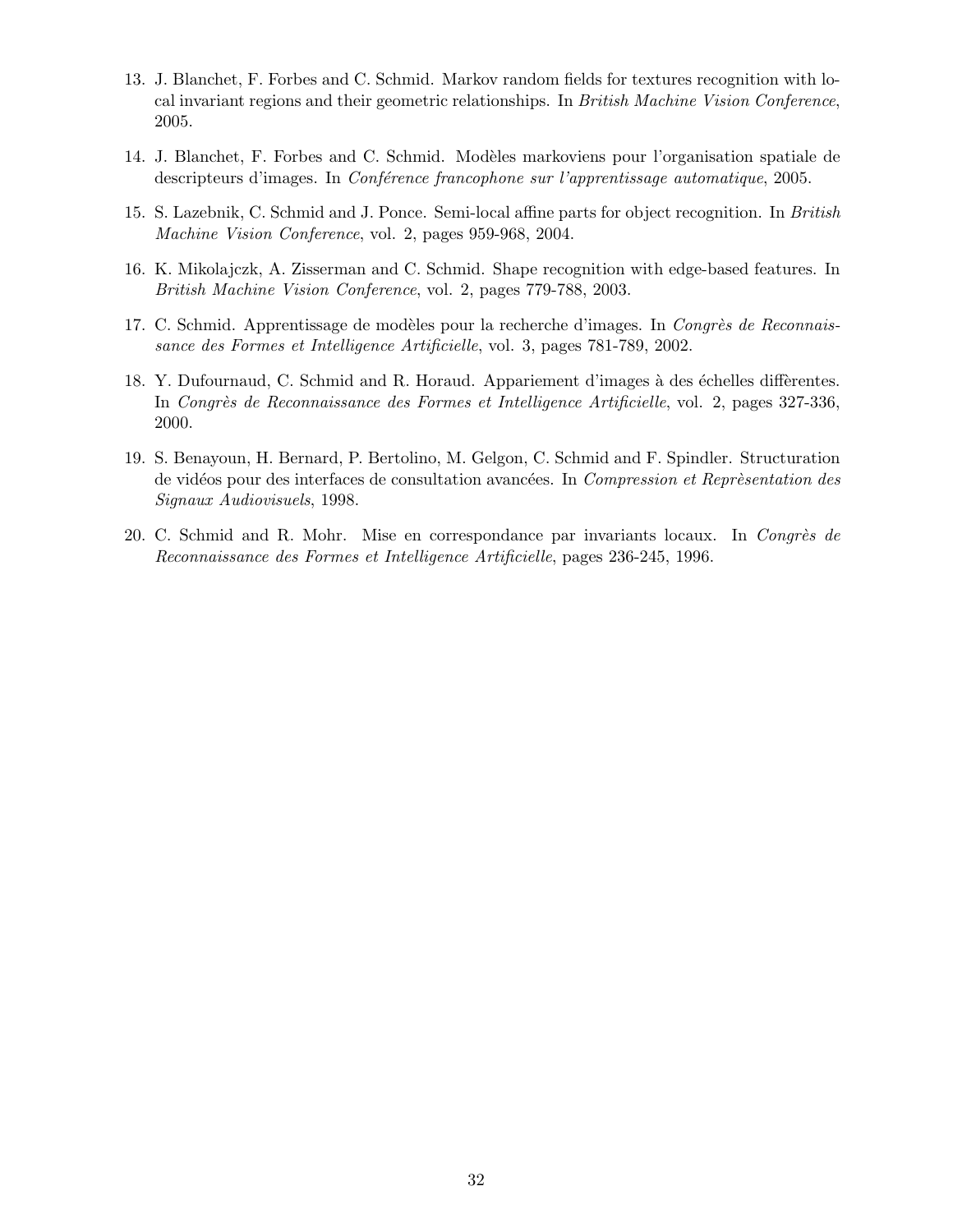13. J. Blanchet, F. Forbes and C. Schmid. Markov random fields for textures recognition with local invariant regions and their geometric relationships. In *British Machine Vision Conference*, 2005.

14. J. Blanchet, F. Forbes and C. Schmid. Modèles markoviens pour l'organisation spatiale de descripteurs d'images. In *Conférence francophone sur l'apprentissage automatique*, 2005.

15. S. Lazebnik, C. Schmid and J. Ponce. Semi-local affine parts for object recognition. In *British Machine Vision Conference*, vol. 2, pages 959-968, 2004.

16. K. Mikolajczk, A. Zisserman and C. Schmid. Shape recognition with edge-based features. In *British Machine Vision Conference*, vol. 2, pages 779-788, 2003.

17. C. Schmid. Apprentissage de modèles pour la recherche d'images. In *Congrès de Reconnaissance des Formes et Intelligence Artificielle*, vol. 3, pages 781-789, 2002.

18. Y. Dufournaud, C. Schmid and R. Horaud. Appariement d'images à des échelles diffèrentes. In *Congrès de Reconnaissance des Formes et Intelligence Artificielle*, vol. 2, pages 327-336, 2000.

19. S. Benayoun, H. Bernard, P. Bertolino, M. Gelgon, C. Schmid and F. Spindler. Structuration de vidéos pour des interfaces de consultation avancées. In *Compression et Reprèsentation des Signaux Audiovisuels*, 1998.

20. C. Schmid and R. Mohr. Mise en correspondance par invariants locaux. In *Congrès de Reconnaissance des Formes et Intelligence Artificielle*, pages 236-245, 1996.